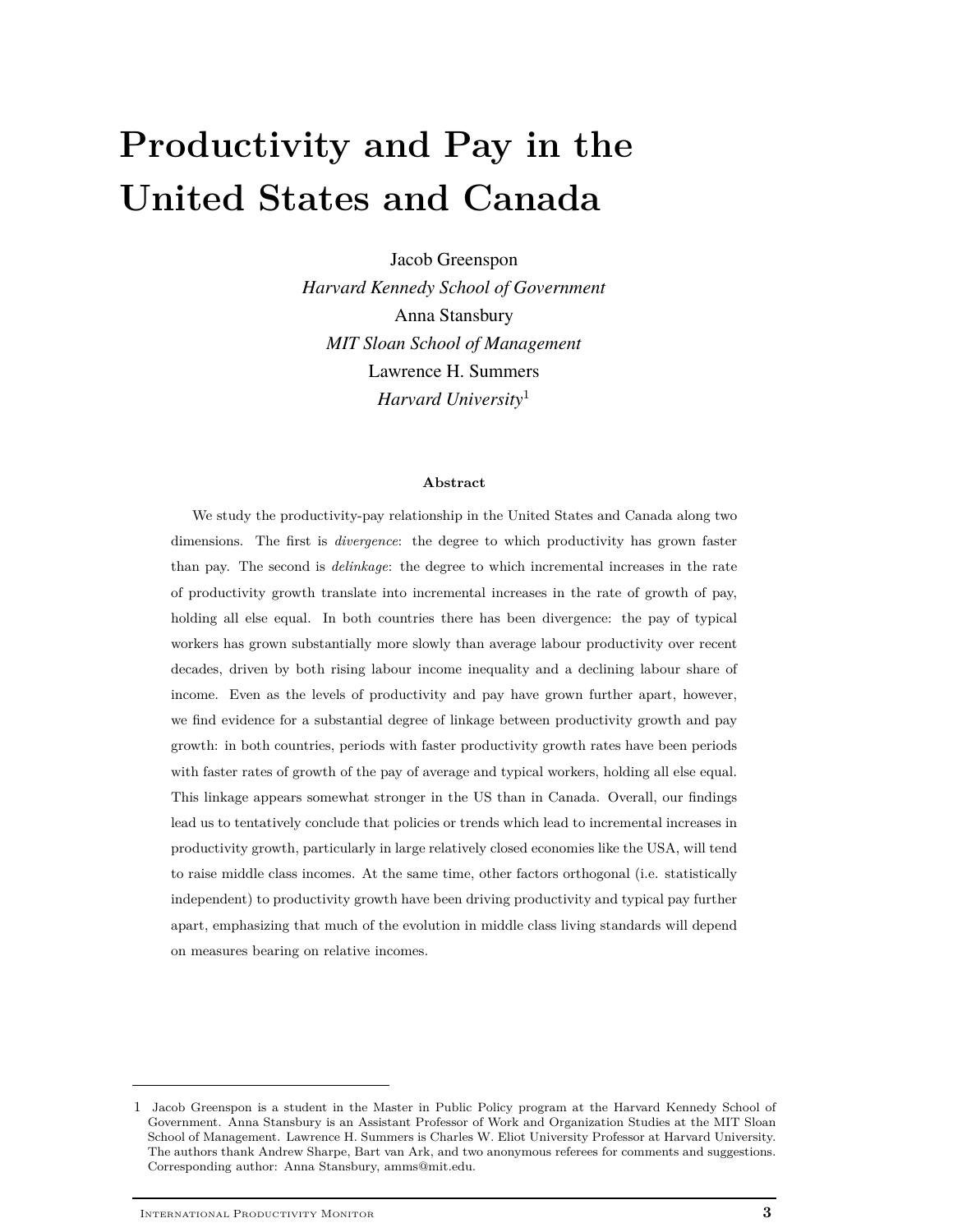# Productivity and Pay in the United States and Canada

Jacob Greenspon
*Harvard Kennedy School of Government*
Anna Stansbury
*MIT Sloan School of Management*
Lawrence H. Summers
*Harvard University*[1]

**Abstract**

We study the productivity-pay relationship in the United States and Canada along two dimensions. The first is *divergence*: the degree to which productivity has grown faster than pay. The second is *delinkage*: the degree to which incremental increases in the rate of productivity growth translate into incremental increases in the rate of growth of pay, holding all else equal. In both countries there has been divergence: the pay of typical workers has grown substantially more slowly than average labour productivity over recent decades, driven by both rising labour income inequality and a declining labour share of income. Even as the levels of productivity and pay have grown further apart, however, we find evidence for a substantial degree of linkage between productivity growth and pay growth: in both countries, periods with faster productivity growth rates have been periods with faster rates of growth of the pay of average and typical workers, holding all else equal. This linkage appears somewhat stronger in the US than in Canada. Overall, our findings lead us to tentatively conclude that policies or trends which lead to incremental increases in productivity growth, particularly in large relatively closed economies like the USA, will tend to raise middle class incomes. At the same time, other factors orthogonal (i.e. statistically independent) to productivity growth have been driving productivity and typical pay further apart, emphasizing that much of the evolution in middle class living standards will depend on measures bearing on relative incomes.

---

1 Jacob Greenspon is a student in the Master in Public Policy program at the Harvard Kennedy School of Government. Anna Stansbury is an Assistant Professor of Work and Organization Studies at the MIT Sloan School of Management. Lawrence H. Summers is Charles W. Eliot University Professor at Harvard University. The authors thank Andrew Sharpe, Bart van Ark, and two anonymous referees for comments and suggestions. Corresponding author: Anna Stansbury, amms@mit.edu.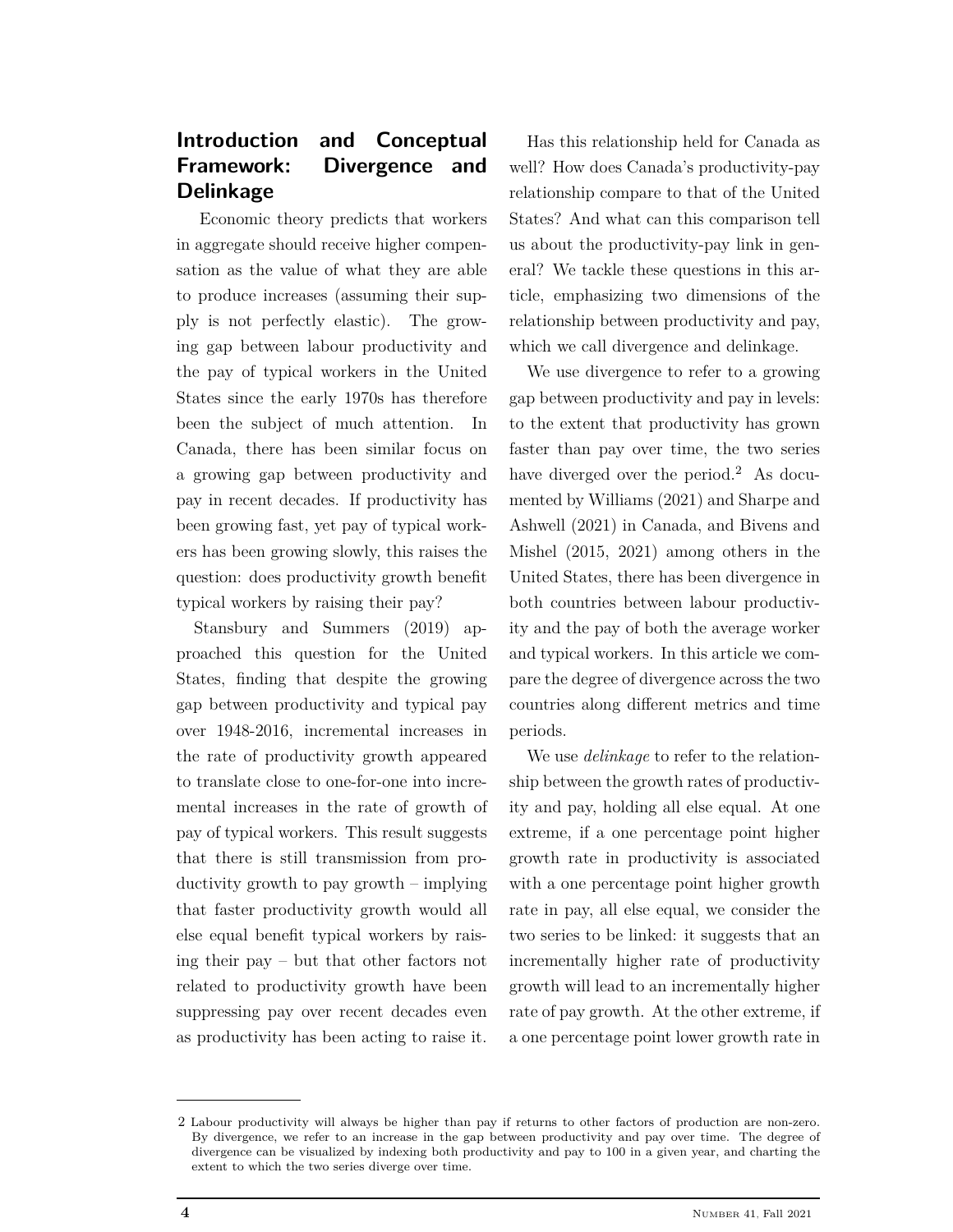## Introduction and Conceptual Framework: Divergence and Delinkage

Economic theory predicts that workers in aggregate should receive higher compensation as the value of what they are able to produce increases (assuming their supply is not perfectly elastic). The growing gap between labour productivity and the pay of typical workers in the United States since the early 1970s has therefore been the subject of much attention. In Canada, there has been similar focus on a growing gap between productivity and pay in recent decades. If productivity has been growing fast, yet pay of typical workers has been growing slowly, this raises the question: does productivity growth benefit typical workers by raising their pay?

Stansbury and Summers (2019) approached this question for the United States, finding that despite the growing gap between productivity and typical pay over 1948-2016, incremental increases in the rate of productivity growth appeared to translate close to one-for-one into incremental increases in the rate of growth of pay of typical workers. This result suggests that there is still transmission from productivity growth to pay growth – implying that faster productivity growth would all else equal benefit typical workers by raising their pay – but that other factors not related to productivity growth have been suppressing pay over recent decades even as productivity has been acting to raise it.

Has this relationship held for Canada as well? How does Canada's productivity-pay relationship compare to that of the United States? And what can this comparison tell us about the productivity-pay link in general? We tackle these questions in this article, emphasizing two dimensions of the relationship between productivity and pay, which we call divergence and delinkage.

We use divergence to refer to a growing gap between productivity and pay in levels: to the extent that productivity has grown faster than pay over time, the two series have diverged over the period.[2] As documented by Williams (2021) and Sharpe and Ashwell (2021) in Canada, and Bivens and Mishel (2015, 2021) among others in the United States, there has been divergence in both countries between labour productivity and the pay of both the average worker and typical workers. In this article we compare the degree of divergence across the two countries along different metrics and time periods.

We use *delinkage* to refer to the relationship between the growth rates of productivity and pay, holding all else equal. At one extreme, if a one percentage point higher growth rate in productivity is associated with a one percentage point higher growth rate in pay, all else equal, we consider the two series to be linked: it suggests that an incrementally higher rate of productivity growth will lead to an incrementally higher rate of pay growth. At the other extreme, if a one percentage point lower growth rate in

---

2 Labour productivity will always be higher than pay if returns to other factors of production are non-zero. By divergence, we refer to an increase in the gap between productivity and pay over time. The degree of divergence can be visualized by indexing both productivity and pay to 100 in a given year, and charting the extent to which the two series diverge over time.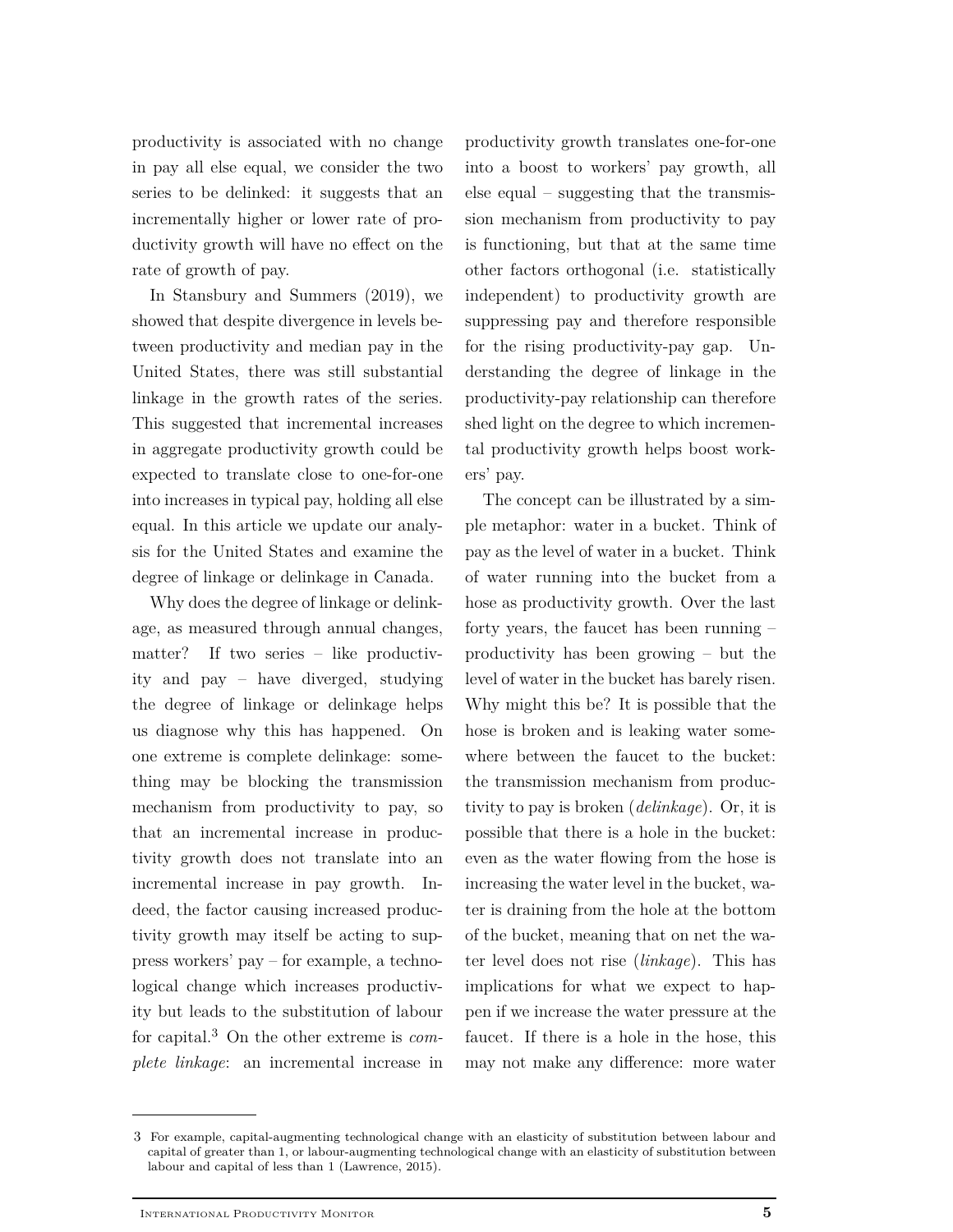productivity is associated with no change in pay all else equal, we consider the two series to be delinked: it suggests that an incrementally higher or lower rate of productivity growth will have no effect on the rate of growth of pay.

In Stansbury and Summers (2019), we showed that despite divergence in levels between productivity and median pay in the United States, there was still substantial linkage in the growth rates of the series. This suggested that incremental increases in aggregate productivity growth could be expected to translate close to one-for-one into increases in typical pay, holding all else equal. In this article we update our analysis for the United States and examine the degree of linkage or delinkage in Canada.

Why does the degree of linkage or delinkage, as measured through annual changes, matter? If two series – like productivity and pay – have diverged, studying the degree of linkage or delinkage helps us diagnose why this has happened. On one extreme is complete delinkage: something may be blocking the transmission mechanism from productivity to pay, so that an incremental increase in productivity growth does not translate into an incremental increase in pay growth. Indeed, the factor causing increased productivity growth may itself be acting to suppress workers' pay – for example, a technological change which increases productivity but leads to the substitution of labour for capital.[3] On the other extreme is *complete linkage*: an incremental increase in productivity growth translates one-for-one into a boost to workers' pay growth, all else equal – suggesting that the transmission mechanism from productivity to pay is functioning, but that at the same time other factors orthogonal (i.e. statistically independent) to productivity growth are suppressing pay and therefore responsible for the rising productivity-pay gap. Understanding the degree of linkage in the productivity-pay relationship can therefore shed light on the degree to which incremental productivity growth helps boost workers' pay.

The concept can be illustrated by a simple metaphor: water in a bucket. Think of pay as the level of water in a bucket. Think of water running into the bucket from a hose as productivity growth. Over the last forty years, the faucet has been running – productivity has been growing – but the level of water in the bucket has barely risen. Why might this be? It is possible that the hose is broken and is leaking water somewhere between the faucet to the bucket: the transmission mechanism from productivity to pay is broken (*delinkage*). Or, it is possible that there is a hole in the bucket: even as the water flowing from the hose is increasing the water level in the bucket, water is draining from the hole at the bottom of the bucket, meaning that on net the water level does not rise (*linkage*). This has implications for what we expect to happen if we increase the water pressure at the faucet. If there is a hole in the hose, this may not make any difference: more water

---

[3] For example, capital-augmenting technological change with an elasticity of substitution between labour and capital of greater than 1, or labour-augmenting technological change with an elasticity of substitution between labour and capital of less than 1 (Lawrence, 2015).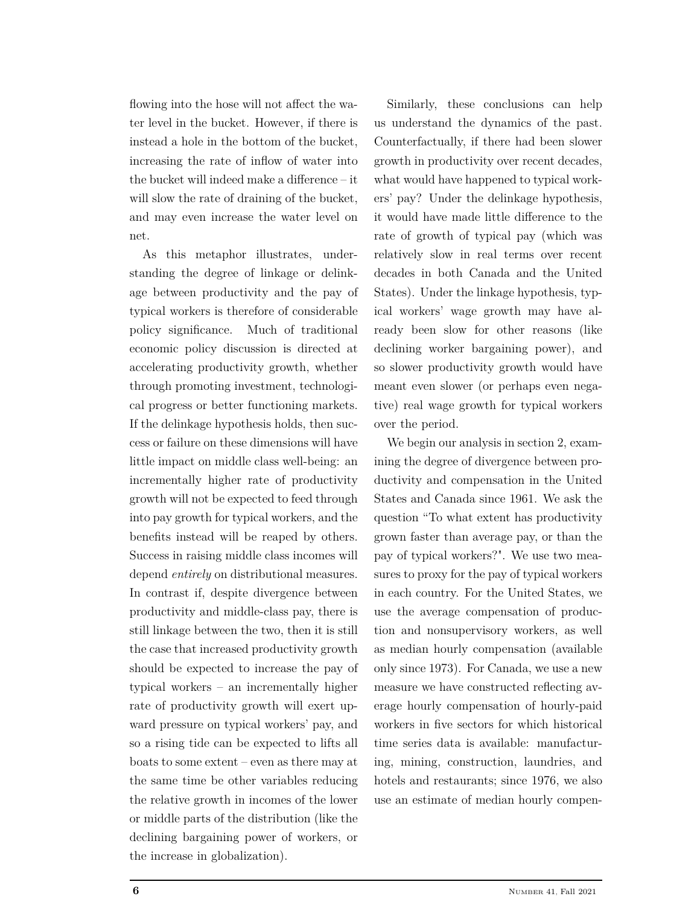flowing into the hose will not affect the water level in the bucket. However, if there is instead a hole in the bottom of the bucket, increasing the rate of inflow of water into the bucket will indeed make a difference – it will slow the rate of draining of the bucket, and may even increase the water level on net.

As this metaphor illustrates, understanding the degree of linkage or delinkage between productivity and the pay of typical workers is therefore of considerable policy significance. Much of traditional economic policy discussion is directed at accelerating productivity growth, whether through promoting investment, technological progress or better functioning markets. If the delinkage hypothesis holds, then success or failure on these dimensions will have little impact on middle class well-being: an incrementally higher rate of productivity growth will not be expected to feed through into pay growth for typical workers, and the benefits instead will be reaped by others. Success in raising middle class incomes will depend *entirely* on distributional measures. In contrast if, despite divergence between productivity and middle-class pay, there is still linkage between the two, then it is still the case that increased productivity growth should be expected to increase the pay of typical workers – an incrementally higher rate of productivity growth will exert upward pressure on typical workers' pay, and so a rising tide can be expected to lifts all boats to some extent – even as there may at the same time be other variables reducing the relative growth in incomes of the lower or middle parts of the distribution (like the declining bargaining power of workers, or the increase in globalization).

Similarly, these conclusions can help us understand the dynamics of the past. Counterfactually, if there had been slower growth in productivity over recent decades, what would have happened to typical workers' pay? Under the delinkage hypothesis, it would have made little difference to the rate of growth of typical pay (which was relatively slow in real terms over recent decades in both Canada and the United States). Under the linkage hypothesis, typical workers' wage growth may have already been slow for other reasons (like declining worker bargaining power), and so slower productivity growth would have meant even slower (or perhaps even negative) real wage growth for typical workers over the period.

We begin our analysis in section 2, examining the degree of divergence between productivity and compensation in the United States and Canada since 1961. We ask the question "To what extent has productivity grown faster than average pay, or than the pay of typical workers?". We use two measures to proxy for the pay of typical workers in each country. For the United States, we use the average compensation of production and nonsupervisory workers, as well as median hourly compensation (available only since 1973). For Canada, we use a new measure we have constructed reflecting average hourly compensation of hourly-paid workers in five sectors for which historical time series data is available: manufacturing, mining, construction, laundries, and hotels and restaurants; since 1976, we also use an estimate of median hourly compen-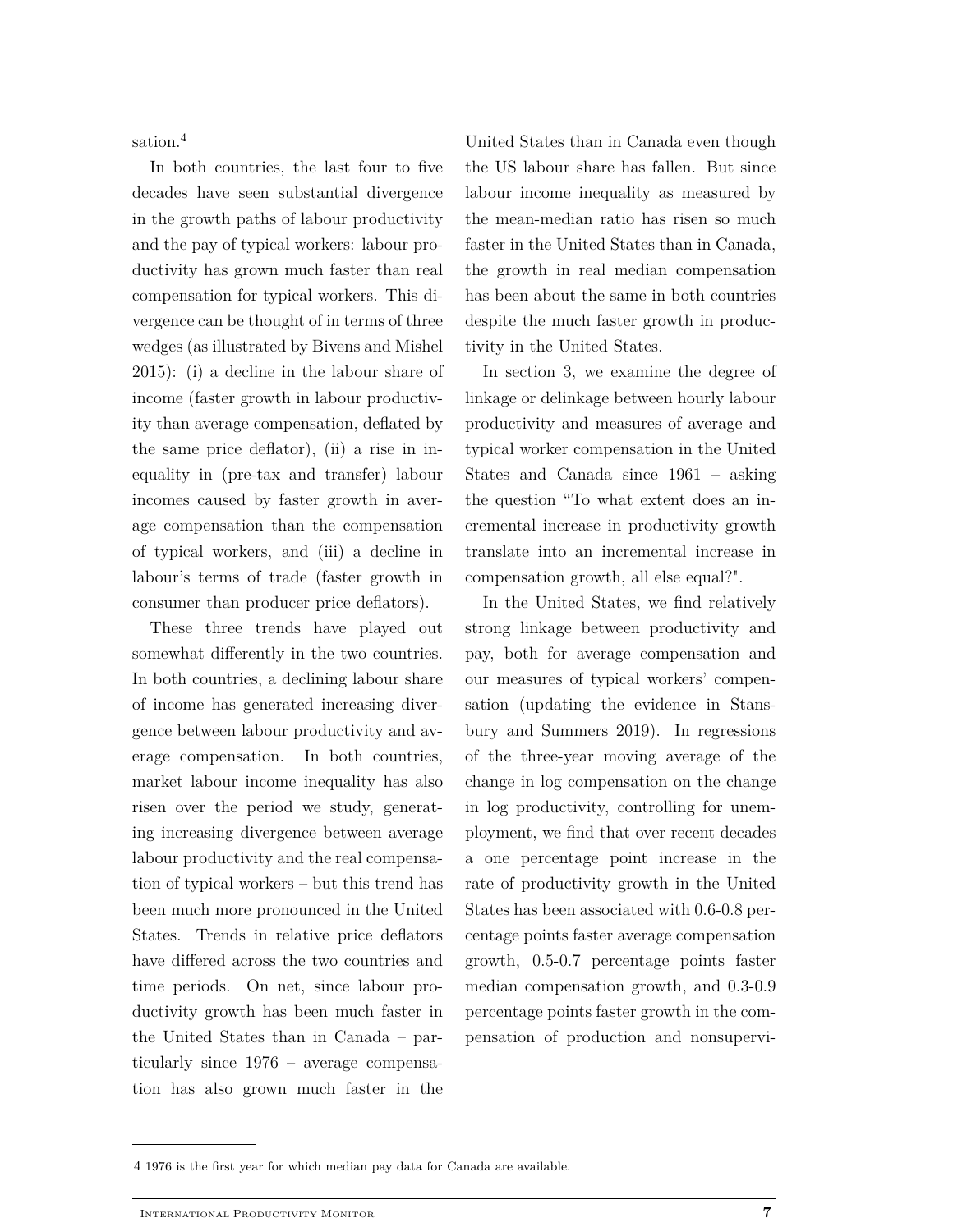sation.[4]

In both countries, the last four to five decades have seen substantial divergence in the growth paths of labour productivity and the pay of typical workers: labour productivity has grown much faster than real compensation for typical workers. This divergence can be thought of in terms of three wedges (as illustrated by Bivens and Mishel 2015): (i) a decline in the labour share of income (faster growth in labour productivity than average compensation, deflated by the same price deflator), (ii) a rise in inequality in (pre-tax and transfer) labour incomes caused by faster growth in average compensation than the compensation of typical workers, and (iii) a decline in labour's terms of trade (faster growth in consumer than producer price deflators).

These three trends have played out somewhat differently in the two countries. In both countries, a declining labour share of income has generated increasing divergence between labour productivity and average compensation. In both countries, market labour income inequality has also risen over the period we study, generating increasing divergence between average labour productivity and the real compensation of typical workers – but this trend has been much more pronounced in the United States. Trends in relative price deflators have differed across the two countries and time periods. On net, since labour productivity growth has been much faster in the United States than in Canada – particularly since 1976 – average compensation has also grown much faster in the United States than in Canada even though the US labour share has fallen. But since labour income inequality as measured by the mean-median ratio has risen so much faster in the United States than in Canada, the growth in real median compensation has been about the same in both countries despite the much faster growth in productivity in the United States.

In section 3, we examine the degree of linkage or delinkage between hourly labour productivity and measures of average and typical worker compensation in the United States and Canada since 1961 – asking the question "To what extent does an incremental increase in productivity growth translate into an incremental increase in compensation growth, all else equal?".

In the United States, we find relatively strong linkage between productivity and pay, both for average compensation and our measures of typical workers' compensation (updating the evidence in Stansbury and Summers 2019). In regressions of the three-year moving average of the change in log compensation on the change in log productivity, controlling for unemployment, we find that over recent decades a one percentage point increase in the rate of productivity growth in the United States has been associated with 0.6-0.8 percentage points faster average compensation growth, 0.5-0.7 percentage points faster median compensation growth, and 0.3-0.9 percentage points faster growth in the compensation of production and nonsupervi-

---

[4] 1976 is the first year for which median pay data for Canada are available.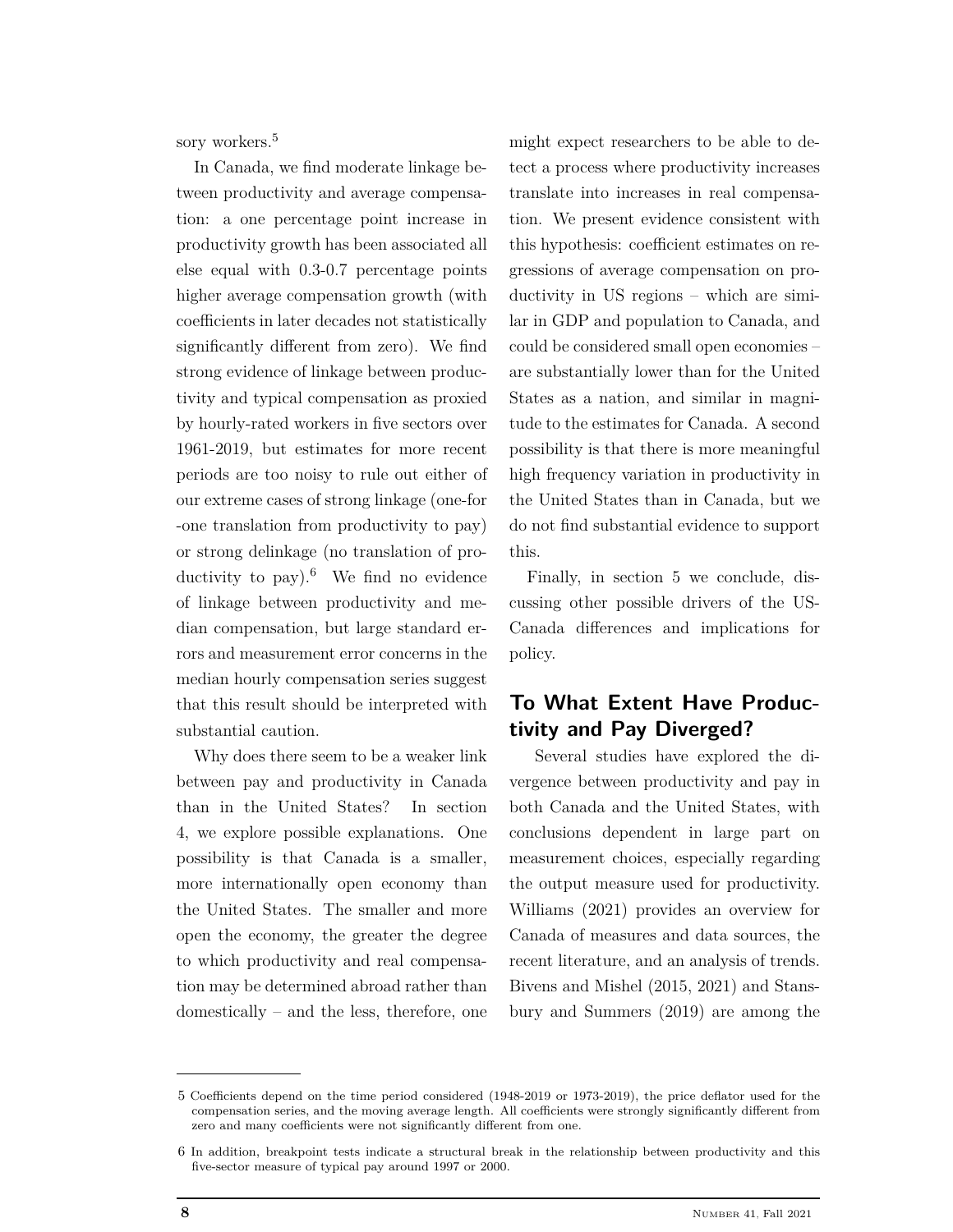sory workers.[5]

In Canada, we find moderate linkage between productivity and average compensation: a one percentage point increase in productivity growth has been associated all else equal with 0.3-0.7 percentage points higher average compensation growth (with coefficients in later decades not statistically significantly different from zero). We find strong evidence of linkage between productivity and typical compensation as proxied by hourly-rated workers in five sectors over 1961-2019, but estimates for more recent periods are too noisy to rule out either of our extreme cases of strong linkage (one-for-one translation from productivity to pay) or strong delinkage (no translation of productivity to pay).[6] We find no evidence of linkage between productivity and median compensation, but large standard errors and measurement error concerns in the median hourly compensation series suggest that this result should be interpreted with substantial caution.

Why does there seem to be a weaker link between pay and productivity in Canada than in the United States? In section 4, we explore possible explanations. One possibility is that Canada is a smaller, more internationally open economy than the United States. The smaller and more open the economy, the greater the degree to which productivity and real compensation may be determined abroad rather than domestically – and the less, therefore, one might expect researchers to be able to detect a process where productivity increases translate into increases in real compensation. We present evidence consistent with this hypothesis: coefficient estimates on regressions of average compensation on productivity in US regions – which are similar in GDP and population to Canada, and could be considered small open economies – are substantially lower than for the United States as a nation, and similar in magnitude to the estimates for Canada. A second possibility is that there is more meaningful high frequency variation in productivity in the United States than in Canada, but we do not find substantial evidence to support this.

Finally, in section 5 we conclude, discussing other possible drivers of the US-Canada differences and implications for policy.

## To What Extent Have Productivity and Pay Diverged?

Several studies have explored the divergence between productivity and pay in both Canada and the United States, with conclusions dependent in large part on measurement choices, especially regarding the output measure used for productivity. Williams (2021) provides an overview for Canada of measures and data sources, the recent literature, and an analysis of trends. Bivens and Mishel (2015, 2021) and Stansbury and Summers (2019) are among the

---

5 Coefficients depend on the time period considered (1948-2019 or 1973-2019), the price deflator used for the compensation series, and the moving average length. All coefficients were strongly significantly different from zero and many coefficients were not significantly different from one.

6 In addition, breakpoint tests indicate a structural break in the relationship between productivity and this five-sector measure of typical pay around 1997 or 2000.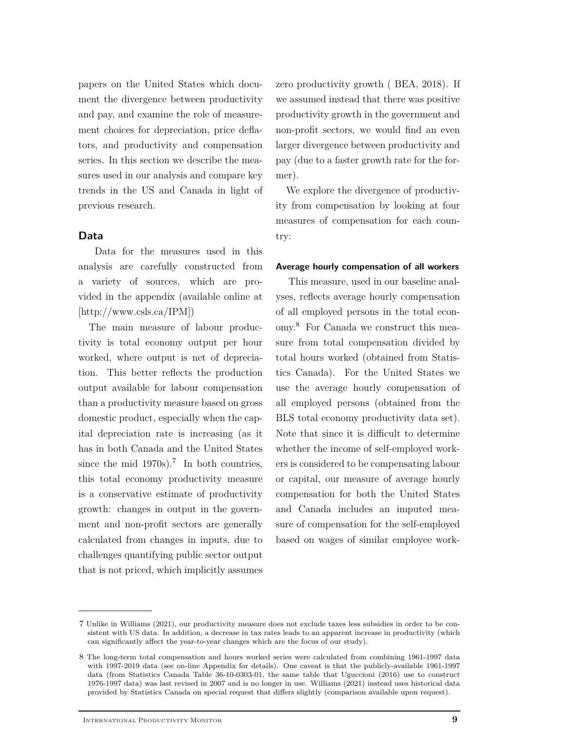papers on the United States which document the divergence between productivity and pay, and examine the role of measurement choices for depreciation, price deflators, and productivity and compensation series. In this section we describe the measures used in our analysis and compare key trends in the US and Canada in light of previous research.

## Data

Data for the measures used in this analysis are carefully constructed from a variety of sources, which are provided in the appendix (available online at [http://www.csls.ca/IPM])

The main measure of labour productivity is total economy output per hour worked, where output is net of depreciation. This better reflects the production output available for labour compensation than a productivity measure based on gross domestic product, especially when the capital depreciation rate is increasing (as it has in both Canada and the United States since the mid 1970s).[7] In both countries, this total economy productivity measure is a conservative estimate of productivity growth: changes in output in the government and non-profit sectors are generally calculated from changes in inputs, due to challenges quantifying public sector output that is not priced, which implicitly assumes zero productivity growth ( BEA, 2018). If we assumed instead that there was positive productivity growth in the government and non-profit sectors, we would find an even larger divergence between productivity and pay (due to a faster growth rate for the former).

We explore the divergence of productivity from compensation by looking at four measures of compensation for each country:

### Average hourly compensation of all workers

This measure, used in our baseline analyses, reflects average hourly compensation of all employed persons in the total economy.[8] For Canada we construct this measure from total compensation divided by total hours worked (obtained from Statistics Canada). For the United States we use the average hourly compensation of all employed persons (obtained from the BLS total economy productivity data set). Note that since it is difficult to determine whether the income of self-employed workers is considered to be compensating labour or capital, our measure of average hourly compensation for both the United States and Canada includes an imputed measure of compensation for the self-employed based on wages of similar employee work-

---

7 Unlike in Williams (2021), our productivity measure does not exclude taxes less subsidies in order to be consistent with US data. In addition, a decrease in tax rates leads to an apparent increase in productivity (which can significantly affect the year-to-year changes which are the focus of our study).

8 The long-term total compensation and hours worked series were calculated from combining 1961-1997 data with 1997-2019 data (see on-line Appendix for details). One caveat is that the publicly-available 1961-1997 data (from Statistics Canada Table 36-10-0303-01, the same table that Uguccioni (2016) use to construct 1976-1997 data) was last revised in 2007 and is no longer in use. Williams (2021) instead uses historical data provided by Statistics Canada on special request that differs slightly (comparison available upon request).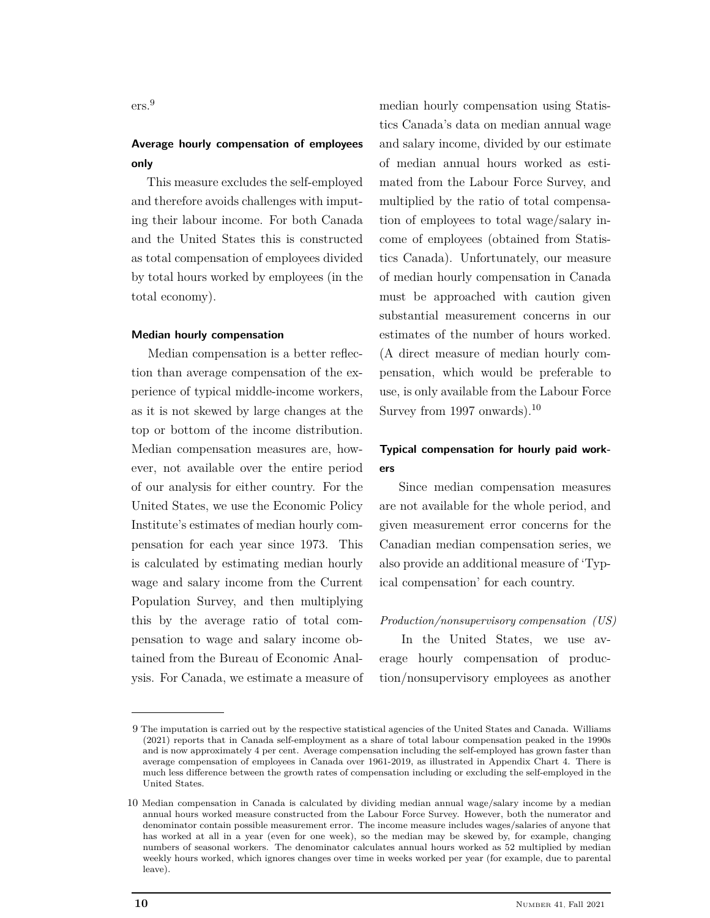ers.[9]

### Average hourly compensation of employees only

This measure excludes the self-employed and therefore avoids challenges with imputing their labour income. For both Canada and the United States this is constructed as total compensation of employees divided by total hours worked by employees (in the total economy).

#### Median hourly compensation

Median compensation is a better reflection than average compensation of the experience of typical middle-income workers, as it is not skewed by large changes at the top or bottom of the income distribution. Median compensation measures are, however, not available over the entire period of our analysis for either country. For the United States, we use the Economic Policy Institute's estimates of median hourly compensation for each year since 1973. This is calculated by estimating median hourly wage and salary income from the Current Population Survey, and then multiplying this by the average ratio of total compensation to wage and salary income obtained from the Bureau of Economic Analysis. For Canada, we estimate a measure of median hourly compensation using Statistics Canada's data on median annual wage and salary income, divided by our estimate of median annual hours worked as estimated from the Labour Force Survey, and multiplied by the ratio of total compensation of employees to total wage/salary income of employees (obtained from Statistics Canada). Unfortunately, our measure of median hourly compensation in Canada must be approached with caution given substantial measurement concerns in our estimates of the number of hours worked. (A direct measure of median hourly compensation, which would be preferable to use, is only available from the Labour Force Survey from 1997 onwards).[10]

### Typical compensation for hourly paid workers

Since median compensation measures are not available for the whole period, and given measurement error concerns for the Canadian median compensation series, we also provide an additional measure of 'Typical compensation' for each country.

*Production/nonsupervisory compensation (US)*

In the United States, we use average hourly compensation of production/nonsupervisory employees as another

---

9 The imputation is carried out by the respective statistical agencies of the United States and Canada. Williams (2021) reports that in Canada self-employment as a share of total labour compensation peaked in the 1990s and is now approximately 4 per cent. Average compensation including the self-employed has grown faster than average compensation of employees in Canada over 1961-2019, as illustrated in Appendix Chart 4. There is much less difference between the growth rates of compensation including or excluding the self-employed in the United States.

10 Median compensation in Canada is calculated by dividing median annual wage/salary income by a median annual hours worked measure constructed from the Labour Force Survey. However, both the numerator and denominator contain possible measurement error. The income measure includes wages/salaries of anyone that has worked at all in a year (even for one week), so the median may be skewed by, for example, changing numbers of seasonal workers. The denominator calculates annual hours worked as 52 multiplied by median weekly hours worked, which ignores changes over time in weeks worked per year (for example, due to parental leave).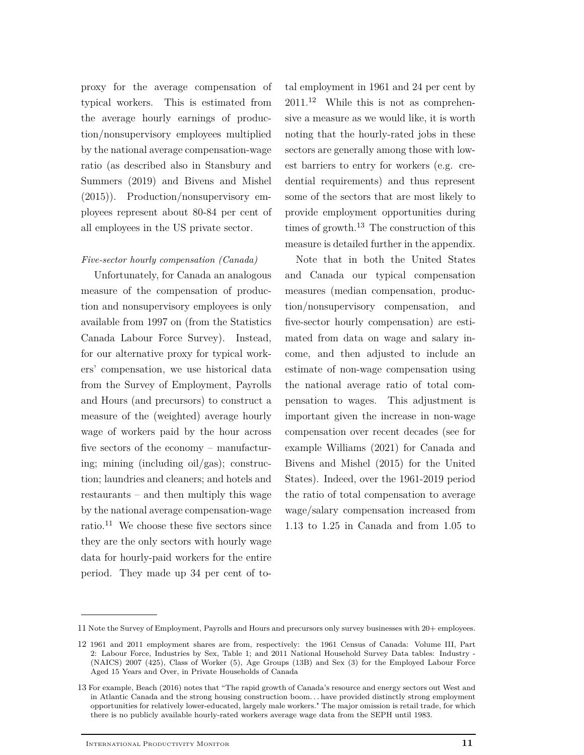proxy for the average compensation of typical workers. This is estimated from the average hourly earnings of production/nonsupervisory employees multiplied by the national average compensation-wage ratio (as described also in Stansbury and Summers (2019) and Bivens and Mishel (2015)). Production/nonsupervisory employees represent about 80-84 per cent of all employees in the US private sector.

*Five-sector hourly compensation (Canada)*

Unfortunately, for Canada an analogous measure of the compensation of production and nonsupervisory employees is only available from 1997 on (from the Statistics Canada Labour Force Survey). Instead, for our alternative proxy for typical workers' compensation, we use historical data from the Survey of Employment, Payrolls and Hours (and precursors) to construct a measure of the (weighted) average hourly wage of workers paid by the hour across five sectors of the economy – manufacturing; mining (including oil/gas); construction; laundries and cleaners; and hotels and restaurants – and then multiply this wage by the national average compensation-wage ratio.[11] We choose these five sectors since they are the only sectors with hourly wage data for hourly-paid workers for the entire period. They made up 34 per cent of total employment in 1961 and 24 per cent by 2011.[12] While this is not as comprehensive a measure as we would like, it is worth noting that the hourly-rated jobs in these sectors are generally among those with lowest barriers to entry for workers (e.g. credential requirements) and thus represent some of the sectors that are most likely to provide employment opportunities during times of growth.[13] The construction of this measure is detailed further in the appendix.

Note that in both the United States and Canada our typical compensation measures (median compensation, production/nonsupervisory compensation, and five-sector hourly compensation) are estimated from data on wage and salary income, and then adjusted to include an estimate of non-wage compensation using the national average ratio of total compensation to wages. This adjustment is important given the increase in non-wage compensation over recent decades (see for example Williams (2021) for Canada and Bivens and Mishel (2015) for the United States). Indeed, over the 1961-2019 period the ratio of total compensation to average wage/salary compensation increased from 1.13 to 1.25 in Canada and from 1.05 to

---

11 Note the Survey of Employment, Payrolls and Hours and precursors only survey businesses with 20+ employees.

12 1961 and 2011 employment shares are from, respectively: the 1961 Census of Canada: Volume III, Part 2: Labour Force, Industries by Sex, Table 1; and 2011 National Household Survey Data tables: Industry - (NAICS) 2007 (425), Class of Worker (5), Age Groups (13B) and Sex (3) for the Employed Labour Force Aged 15 Years and Over, in Private Households of Canada

13 For example, Beach (2016) notes that "The rapid growth of Canada's resource and energy sectors out West and in Atlantic Canada and the strong housing construction boom… have provided distinctly strong employment opportunities for relatively lower-educated, largely male workers." The major omission is retail trade, for which there is no publicly available hourly-rated workers average wage data from the SEPH until 1983.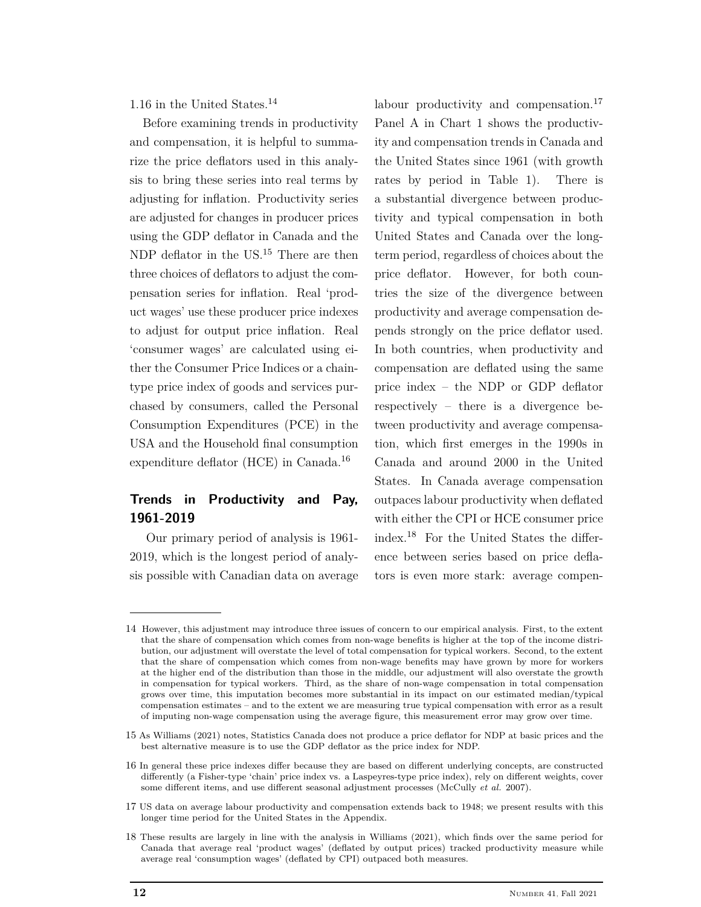1.16 in the United States.[14]

Before examining trends in productivity and compensation, it is helpful to summarize the price deflators used in this analysis to bring these series into real terms by adjusting for inflation. Productivity series are adjusted for changes in producer prices using the GDP deflator in Canada and the NDP deflator in the US.[15] There are then three choices of deflators to adjust the compensation series for inflation. Real 'product wages' use these producer price indexes to adjust for output price inflation. Real 'consumer wages' are calculated using either the Consumer Price Indices or a chain-type price index of goods and services purchased by consumers, called the Personal Consumption Expenditures (PCE) in the USA and the Household final consumption expenditure deflator (HCE) in Canada.[16]

## Trends in Productivity and Pay, 1961-2019

Our primary period of analysis is 1961-2019, which is the longest period of analysis possible with Canadian data on average labour productivity and compensation.[17] Panel A in Chart 1 shows the productivity and compensation trends in Canada and the United States since 1961 (with growth rates by period in Table 1). There is a substantial divergence between productivity and typical compensation in both United States and Canada over the long-term period, regardless of choices about the price deflator. However, for both countries the size of the divergence between productivity and average compensation depends strongly on the price deflator used. In both countries, when productivity and compensation are deflated using the same price index – the NDP or GDP deflator respectively – there is a divergence between productivity and average compensation, which first emerges in the 1990s in Canada and around 2000 in the United States. In Canada average compensation outpaces labour productivity when deflated with either the CPI or HCE consumer price index.[18] For the United States the difference between series based on price deflators is even more stark: average compen-

---

14 However, this adjustment may introduce three issues of concern to our empirical analysis. First, to the extent that the share of compensation which comes from non-wage benefits is higher at the top of the income distribution, our adjustment will overstate the level of total compensation for typical workers. Second, to the extent that the share of compensation which comes from non-wage benefits may have grown by more for workers at the higher end of the distribution than those in the middle, our adjustment will also overstate the growth in compensation for typical workers. Third, as the share of non-wage compensation in total compensation grows over time, this imputation becomes more substantial in its impact on our estimated median/typical compensation estimates – and to the extent we are measuring true typical compensation with error as a result of imputing non-wage compensation using the average figure, this measurement error may grow over time.

15 As Williams (2021) notes, Statistics Canada does not produce a price deflator for NDP at basic prices and the best alternative measure is to use the GDP deflator as the price index for NDP.

16 In general these price indexes differ because they are based on different underlying concepts, are constructed differently (a Fisher-type 'chain' price index vs. a Laspeyres-type price index), rely on different weights, cover some different items, and use different seasonal adjustment processes (McCully *et al.* 2007).

17 US data on average labour productivity and compensation extends back to 1948; we present results with this longer time period for the United States in the Appendix.

18 These results are largely in line with the analysis in Williams (2021), which finds over the same period for Canada that average real 'product wages' (deflated by output prices) tracked productivity measure while average real 'consumption wages' (deflated by CPI) outpaced both measures.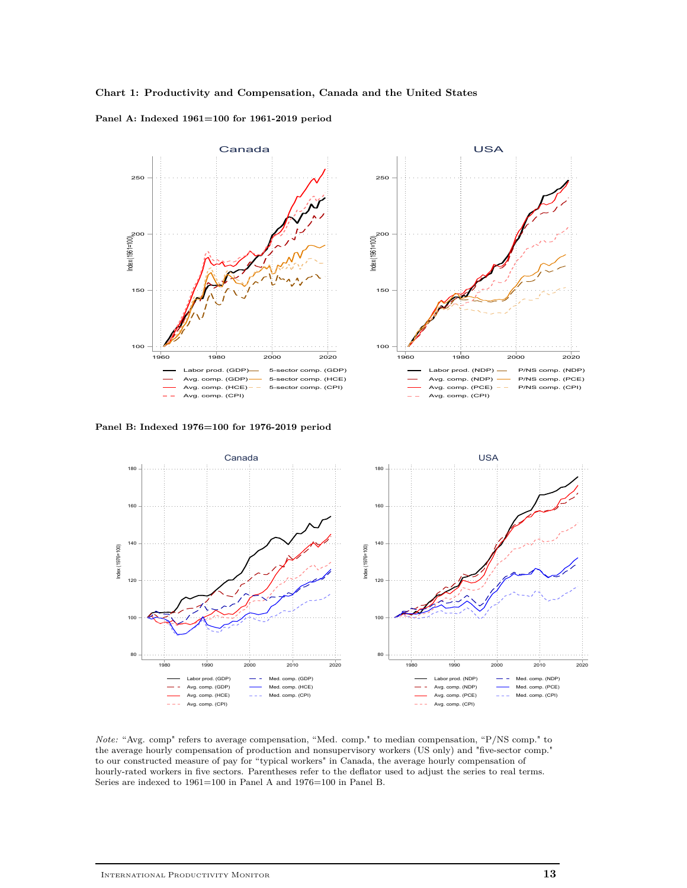**Chart 1: Productivity and Compensation, Canada and the United States**

**Panel A: Indexed 1961=100 for 1961-2019 period**

**Panel B: Indexed 1976=100 for 1976-2019 period**

*Note:* “Avg. comp" refers to average compensation, “Med. comp." to median compensation, “P/NS comp." to the average hourly compensation of production and nonsupervisory workers (US only) and "five-sector comp." to our constructed measure of pay for “typical workers" in Canada, the average hourly compensation of hourly-rated workers in five sectors. Parentheses refer to the deflator used to adjust the series to real terms. Series are indexed to 1961=100 in Panel A and 1976=100 in Panel B.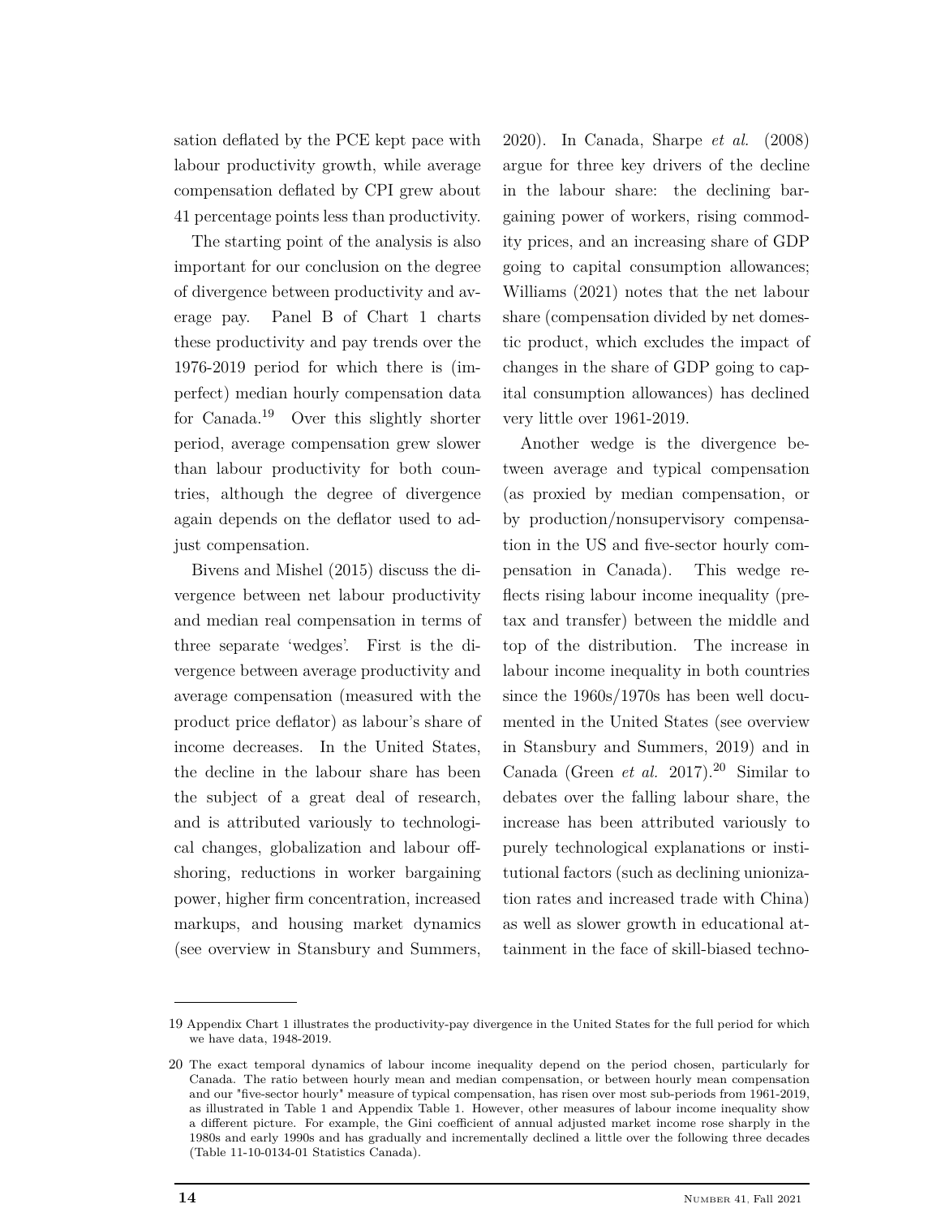sation deflated by the PCE kept pace with labour productivity growth, while average compensation deflated by CPI grew about 41 percentage points less than productivity.

The starting point of the analysis is also important for our conclusion on the degree of divergence between productivity and average pay. Panel B of Chart 1 charts these productivity and pay trends over the 1976-2019 period for which there is (imperfect) median hourly compensation data for Canada.[19] Over this slightly shorter period, average compensation grew slower than labour productivity for both countries, although the degree of divergence again depends on the deflator used to adjust compensation.

Bivens and Mishel (2015) discuss the divergence between net labour productivity and median real compensation in terms of three separate 'wedges'. First is the divergence between average productivity and average compensation (measured with the product price deflator) as labour's share of income decreases. In the United States, the decline in the labour share has been the subject of a great deal of research, and is attributed variously to technological changes, globalization and labour offshoring, reductions in worker bargaining power, higher firm concentration, increased markups, and housing market dynamics (see overview in Stansbury and Summers, 2020). In Canada, Sharpe *et al.* (2008) argue for three key drivers of the decline in the labour share: the declining bargaining power of workers, rising commodity prices, and an increasing share of GDP going to capital consumption allowances; Williams (2021) notes that the net labour share (compensation divided by net domestic product, which excludes the impact of changes in the share of GDP going to capital consumption allowances) has declined very little over 1961-2019.

Another wedge is the divergence between average and typical compensation (as proxied by median compensation, or by production/nonsupervisory compensation in the US and five-sector hourly compensation in Canada). This wedge reflects rising labour income inequality (pre-tax and transfer) between the middle and top of the distribution. The increase in labour income inequality in both countries since the 1960s/1970s has been well documented in the United States (see overview in Stansbury and Summers, 2019) and in Canada (Green *et al.* 2017).[20] Similar to debates over the falling labour share, the increase has been attributed variously to purely technological explanations or institutional factors (such as declining unionization rates and increased trade with China) as well as slower growth in educational attainment in the face of skill-biased techno-

---

19 Appendix Chart 1 illustrates the productivity-pay divergence in the United States for the full period for which we have data, 1948-2019.

20 The exact temporal dynamics of labour income inequality depend on the period chosen, particularly for Canada. The ratio between hourly mean and median compensation, or between hourly mean compensation and our "five-sector hourly" measure of typical compensation, has risen over most sub-periods from 1961-2019, as illustrated in Table 1 and Appendix Table 1. However, other measures of labour income inequality show a different picture. For example, the Gini coefficient of annual adjusted market income rose sharply in the 1980s and early 1990s and has gradually and incrementally declined a little over the following three decades (Table 11-10-0134-01 Statistics Canada).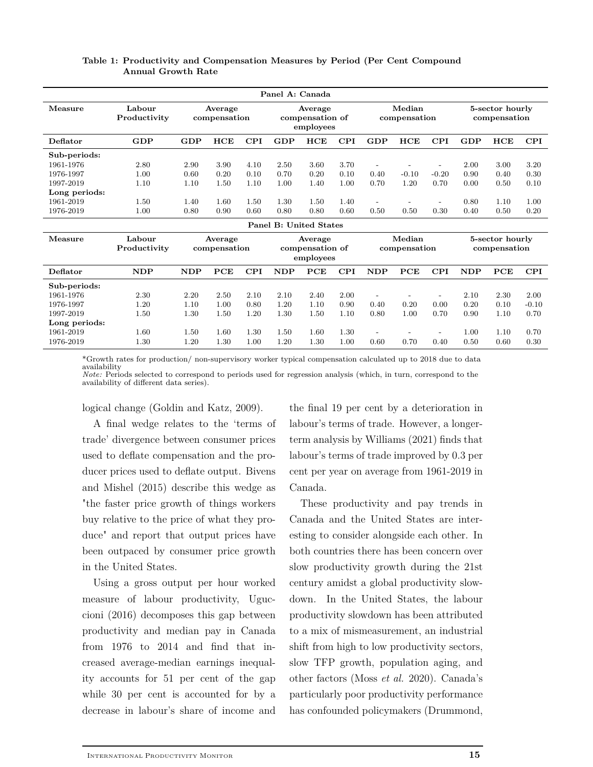**Table 1: Productivity and Compensation Measures by Period (Per Cent Compound Annual Growth Rate**

| Panel A: Canada | | | | | | | | | | | | | |
|---|---|---|---|---|---|---|---|---|---|---|---|---|---|
| Measure | Labour Productivity | Average compensation | | | Average compensation of employees | | | Median compensation | | | 5-sector hourly compensation | | |
| Deflator | GDP | GDP | HCE | CPI | GDP | HCE | CPI | GDP | HCE | CPI | GDP | HCE | CPI |
| Sub-periods: | | | | | | | | | | | | | |
| 1961-1976 | 2.80 | 2.90 | 3.90 | 4.10 | 2.50 | 3.60 | 3.70 | - | - | - | 2.00 | 3.00 | 3.20 |
| 1976-1997 | 1.00 | 0.60 | 0.20 | 0.10 | 0.70 | 0.20 | 0.10 | 0.40 | -0.10 | -0.20 | 0.90 | 0.40 | 0.30 |
| 1997-2019 | 1.10 | 1.10 | 1.50 | 1.10 | 1.00 | 1.40 | 1.00 | 0.70 | 1.20 | 0.70 | 0.00 | 0.50 | 0.10 |
| Long periods: | | | | | | | | | | | | | |
| 1961-2019 | 1.50 | 1.40 | 1.60 | 1.50 | 1.30 | 1.50 | 1.40 | - | - | - | 0.80 | 1.10 | 1.00 |
| 1976-2019 | 1.00 | 0.80 | 0.90 | 0.60 | 0.80 | 0.80 | 0.60 | 0.50 | 0.50 | 0.30 | 0.40 | 0.50 | 0.20 |
| **Panel B: United States** | | | | | | | | | | | | | |
| Measure | Labour Productivity | Average compensation | | | Average compensation of employees | | | Median compensation | | | 5-sector hourly compensation | | |
| Deflator | NDP | NDP | PCE | CPI | NDP | PCE | CPI | NDP | PCE | CPI | NDP | PCE | CPI |
| Sub-periods: | | | | | | | | | | | | | |
| 1961-1976 | 2.30 | 2.20 | 2.50 | 2.10 | 2.10 | 2.40 | 2.00 | - | - | - | 2.10 | 2.30 | 2.00 |
| 1976-1997 | 1.20 | 1.10 | 1.00 | 0.80 | 1.20 | 1.10 | 0.90 | 0.40 | 0.20 | 0.00 | 0.20 | 0.10 | -0.10 |
| 1997-2019 | 1.50 | 1.30 | 1.50 | 1.20 | 1.30 | 1.50 | 1.10 | 0.80 | 1.00 | 0.70 | 0.90 | 1.10 | 0.70 |
| Long periods: | | | | | | | | | | | | | |
| 1961-2019 | 1.60 | 1.50 | 1.60 | 1.30 | 1.50 | 1.60 | 1.30 | - | - | - | 1.00 | 1.10 | 0.70 |
| 1976-2019 | 1.30 | 1.20 | 1.30 | 1.00 | 1.20 | 1.30 | 1.00 | 0.60 | 0.70 | 0.40 | 0.50 | 0.60 | 0.30 |

*Growth rates for production/ non-supervisory worker typical compensation calculated up to 2018 due to data availability
*Note:* Periods selected to correspond to periods used for regression analysis (which, in turn, correspond to the availability of different data series).

logical change (Goldin and Katz, 2009).

A final wedge relates to the 'terms of trade' divergence between consumer prices used to deflate compensation and the producer prices used to deflate output. Bivens and Mishel (2015) describe this wedge as "the faster price growth of things workers buy relative to the price of what they produce" and report that output prices have been outpaced by consumer price growth in the United States.

Using a gross output per hour worked measure of labour productivity, Uguccioni (2016) decomposes this gap between productivity and median pay in Canada from 1976 to 2014 and find that increased average-median earnings inequality accounts for 51 per cent of the gap while 30 per cent is accounted for by a decrease in labour's share of income and the final 19 per cent by a deterioration in labour's terms of trade. However, a longer-term analysis by Williams (2021) finds that labour's terms of trade improved by 0.3 per cent per year on average from 1961-2019 in Canada.

These productivity and pay trends in Canada and the United States are interesting to consider alongside each other. In both countries there has been concern over slow productivity growth during the 21st century amidst a global productivity slowdown. In the United States, the labour productivity slowdown has been attributed to a mix of mismeasurement, an industrial shift from high to low productivity sectors, slow TFP growth, population aging, and other factors (Moss *et al.* 2020). Canada's particularly poor productivity performance has confounded policymakers (Drummond,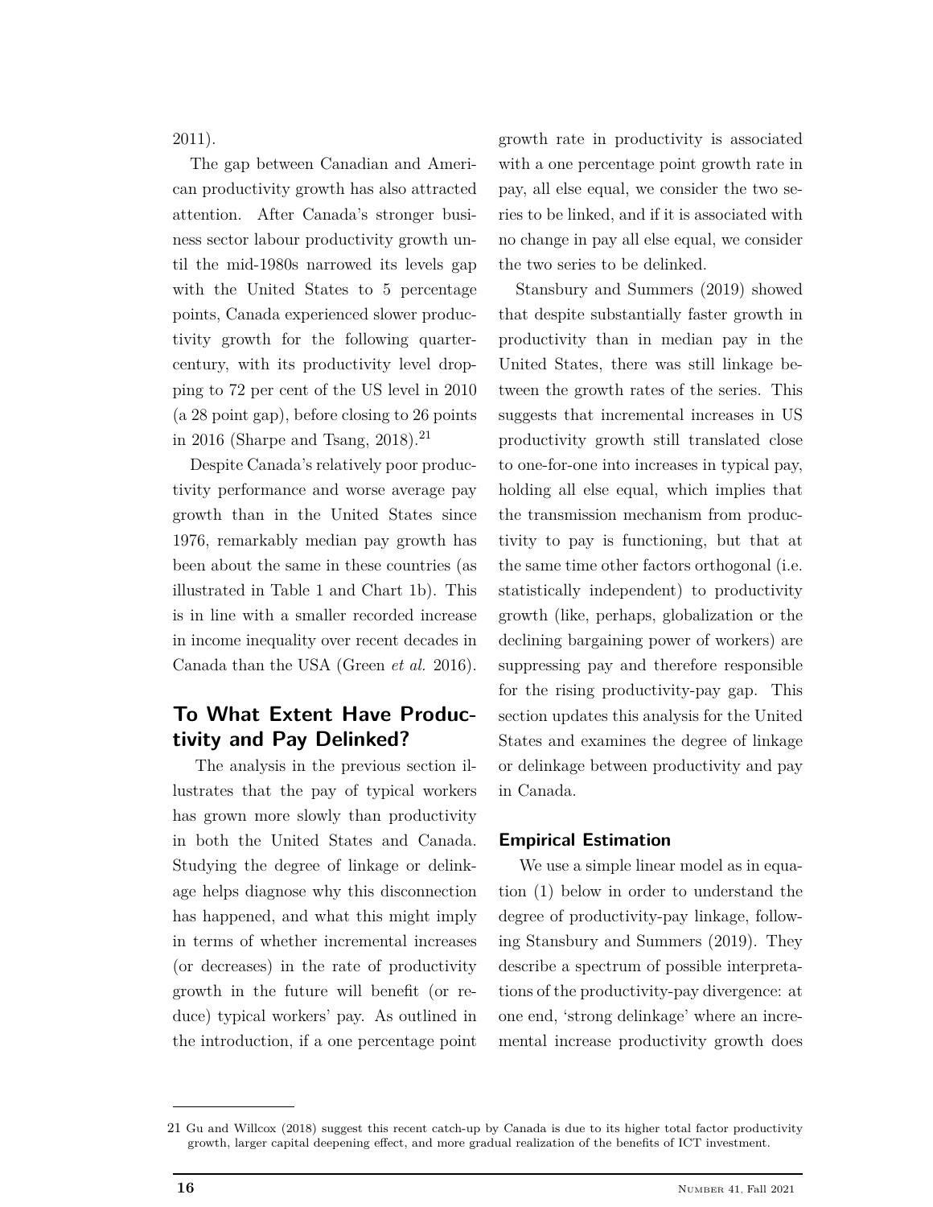2011).

The gap between Canadian and American productivity growth has also attracted attention. After Canada's stronger business sector labour productivity growth until the mid-1980s narrowed its levels gap with the United States to 5 percentage points, Canada experienced slower productivity growth for the following quarter-century, with its productivity level dropping to 72 per cent of the US level in 2010 (a 28 point gap), before closing to 26 points in 2016 (Sharpe and Tsang, 2018).[21]

Despite Canada's relatively poor productivity performance and worse average pay growth than in the United States since 1976, remarkably median pay growth has been about the same in these countries (as illustrated in Table 1 and Chart 1b). This is in line with a smaller recorded increase in income inequality over recent decades in Canada than the USA (Green *et al.* 2016).

## To What Extent Have Productivity and Pay Delinked?

The analysis in the previous section illustrates that the pay of typical workers has grown more slowly than productivity in both the United States and Canada. Studying the degree of linkage or delinkage helps diagnose why this disconnection has happened, and what this might imply in terms of whether incremental increases (or decreases) in the rate of productivity growth in the future will benefit (or reduce) typical workers' pay. As outlined in the introduction, if a one percentage point growth rate in productivity is associated with a one percentage point growth rate in pay, all else equal, we consider the two series to be linked, and if it is associated with no change in pay all else equal, we consider the two series to be delinked.

Stansbury and Summers (2019) showed that despite substantially faster growth in productivity than in median pay in the United States, there was still linkage between the growth rates of the series. This suggests that incremental increases in US productivity growth still translated close to one-for-one into increases in typical pay, holding all else equal, which implies that the transmission mechanism from productivity to pay is functioning, but that at the same time other factors orthogonal (i.e. statistically independent) to productivity growth (like, perhaps, globalization or the declining bargaining power of workers) are suppressing pay and therefore responsible for the rising productivity-pay gap. This section updates this analysis for the United States and examines the degree of linkage or delinkage between productivity and pay in Canada.

### Empirical Estimation

We use a simple linear model as in equation (1) below in order to understand the degree of productivity-pay linkage, following Stansbury and Summers (2019). They describe a spectrum of possible interpretations of the productivity-pay divergence: at one end, 'strong delinkage' where an incremental increase productivity growth does

---

21 Gu and Willcox (2018) suggest this recent catch-up by Canada is due to its higher total factor productivity growth, larger capital deepening effect, and more gradual realization of the benefits of ICT investment.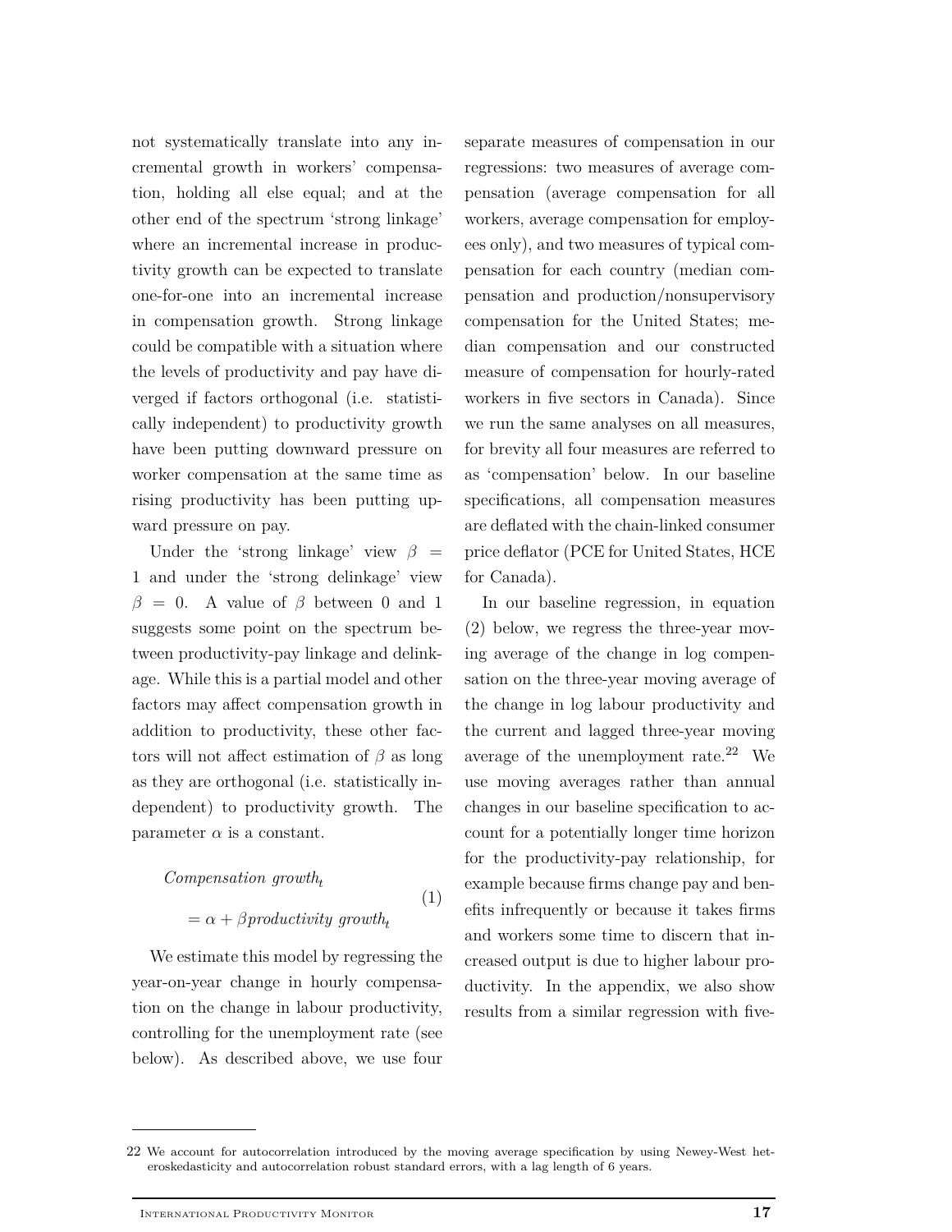not systematically translate into any incremental growth in workers' compensation, holding all else equal; and at the other end of the spectrum 'strong linkage' where an incremental increase in productivity growth can be expected to translate one-for-one into an incremental increase in compensation growth. Strong linkage could be compatible with a situation where the levels of productivity and pay have diverged if factors orthogonal (i.e. statistically independent) to productivity growth have been putting downward pressure on worker compensation at the same time as rising productivity has been putting upward pressure on pay.

Under the 'strong linkage' view $\beta = 1$ and under the 'strong delinkage' view $\beta = 0$. A value of $\beta$ between 0 and 1 suggests some point on the spectrum between productivity-pay linkage and delinkage. While this is a partial model and other factors may affect compensation growth in addition to productivity, these other factors will not affect estimation of $\beta$ as long as they are orthogonal (i.e. statistically independent) to productivity growth. The parameter $\alpha$ is a constant.

$$
\begin{aligned}
&\textit{Compensation growth}_t \\
&\quad = \alpha + \beta \textit{productivity growth}_t
\end{aligned} \tag{1}
$$

We estimate this model by regressing the year-on-year change in hourly compensation on the change in labour productivity, controlling for the unemployment rate (see below). As described above, we use four separate measures of compensation in our regressions: two measures of average compensation (average compensation for all workers, average compensation for employees only), and two measures of typical compensation for each country (median compensation and production/nonsupervisory compensation for the United States; median compensation and our constructed measure of compensation for hourly-rated workers in five sectors in Canada). Since we run the same analyses on all measures, for brevity all four measures are referred to as 'compensation' below. In our baseline specifications, all compensation measures are deflated with the chain-linked consumer price deflator (PCE for United States, HCE for Canada).

In our baseline regression, in equation (2) below, we regress the three-year moving average of the change in log compensation on the three-year moving average of the change in log labour productivity and the current and lagged three-year moving average of the unemployment rate.[22] We use moving averages rather than annual changes in our baseline specification to account for a potentially longer time horizon for the productivity-pay relationship, for example because firms change pay and benefits infrequently or because it takes firms and workers some time to discern that increased output is due to higher labour productivity. In the appendix, we also show results from a similar regression with five-

---

[22] We account for autocorrelation introduced by the moving average specification by using Newey-West heteroskedasticity and autocorrelation robust standard errors, with a lag length of 6 years.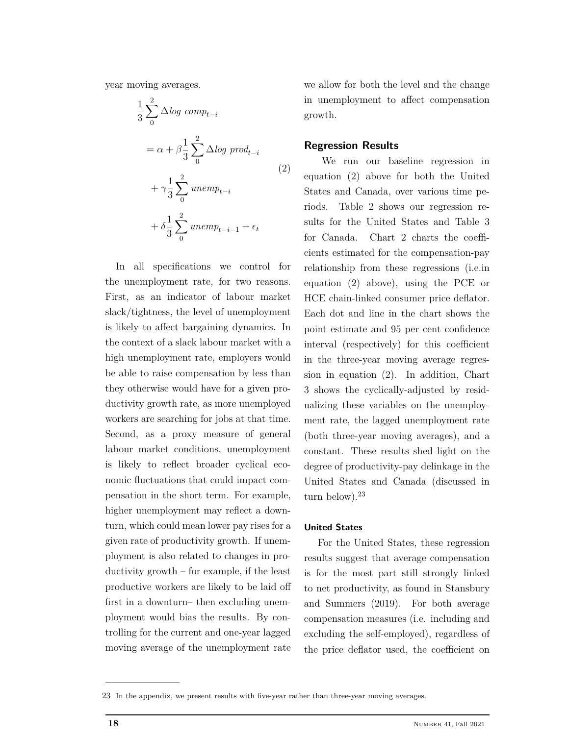year moving averages.

$$
\begin{aligned}
&\frac{1}{3}\sum_{0}^{2} \Delta log\ comp_{t-i} \\
&= \alpha + \beta\frac{1}{3}\sum_{0}^{2} \Delta log\ prod_{t-i} \\
&+ \gamma\frac{1}{3}\sum_{0}^{2} unemp_{t-i} \\
&+ \delta\frac{1}{3}\sum_{0}^{2} unemp_{t-i-1} + \epsilon_t
\end{aligned} \tag{2}
$$

In all specifications we control for the unemployment rate, for two reasons. First, as an indicator of labour market slack/tightness, the level of unemployment is likely to affect bargaining dynamics. In the context of a slack labour market with a high unemployment rate, employers would be able to raise compensation by less than they otherwise would have for a given productivity growth rate, as more unemployed workers are searching for jobs at that time. Second, as a proxy measure of general labour market conditions, unemployment is likely to reflect broader cyclical economic fluctuations that could impact compensation in the short term. For example, higher unemployment may reflect a downturn, which could mean lower pay rises for a given rate of productivity growth. If unemployment is also related to changes in productivity growth – for example, if the least productive workers are likely to be laid off first in a downturn– then excluding unemployment would bias the results. By controlling for the current and one-year lagged moving average of the unemployment rate we allow for both the level and the change in unemployment to affect compensation growth.

## Regression Results

We run our baseline regression in equation (2) above for both the United States and Canada, over various time periods. Table 2 shows our regression results for the United States and Table 3 for Canada. Chart 2 charts the coefficients estimated for the compensation-pay relationship from these regressions (i.e.in equation (2) above), using the PCE or HCE chain-linked consumer price deflator. Each dot and line in the chart shows the point estimate and 95 per cent confidence interval (respectively) for this coefficient in the three-year moving average regression in equation (2). In addition, Chart 3 shows the cyclically-adjusted by residualizing these variables on the unemployment rate, the lagged unemployment rate (both three-year moving averages), and a constant. These results shed light on the degree of productivity-pay delinkage in the United States and Canada (discussed in turn below).[23]

### United States

For the United States, these regression results suggest that average compensation is for the most part still strongly linked to net productivity, as found in Stansbury and Summers (2019). For both average compensation measures (i.e. including and excluding the self-employed), regardless of the price deflator used, the coefficient on

23 In the appendix, we present results with five-year rather than three-year moving averages.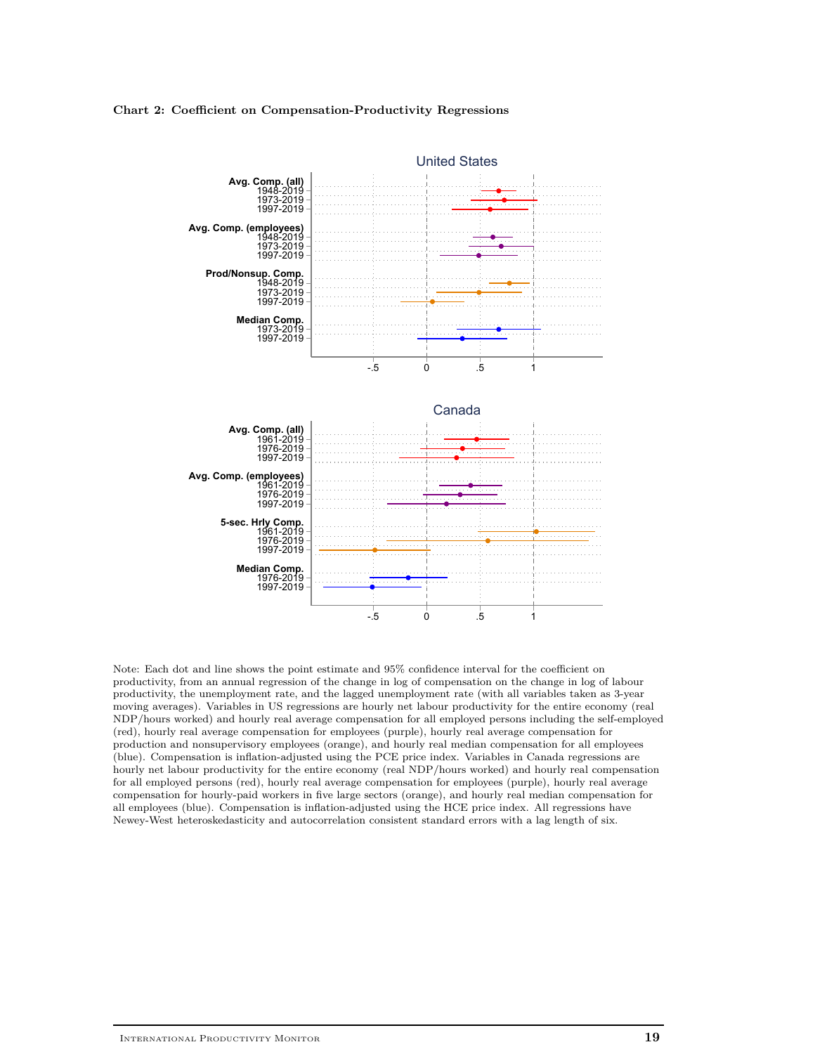**Chart 2: Coefficient on Compensation-Productivity Regressions**

United States

**Avg. Comp. (all)**
1948-2019
1973-2019
1997-2019

**Avg. Comp. (employees)**
1948-2019
1973-2019
1997-2019

**Prod/Nonsup. Comp.**
1948-2019
1973-2019
1997-2019

**Median Comp.**
1973-2019
1997-2019

-.5 0 .5 1

Canada

**Avg. Comp. (all)**
1961-2019
1976-2019
1997-2019

**Avg. Comp. (employees)**
1961-2019
1976-2019
1997-2019

**5-sec. Hrly Comp.**
1961-2019
1976-2019
1997-2019

**Median Comp.**
1976-2019
1997-2019

-.5 0 .5 1

Note: Each dot and line shows the point estimate and 95% confidence interval for the coefficient on productivity, from an annual regression of the change in log of compensation on the change in log of labour productivity, the unemployment rate, and the lagged unemployment rate (with all variables taken as 3-year moving averages). Variables in US regressions are hourly net labour productivity for the entire economy (real NDP/hours worked) and hourly real average compensation for all employed persons including the self-employed (red), hourly real average compensation for employees (purple), hourly real average compensation for production and nonsupervisory employees (orange), and hourly real median compensation for all employees (blue). Compensation is inflation-adjusted using the PCE price index. Variables in Canada regressions are hourly net labour productivity for the entire economy (real NDP/hours worked) and hourly real compensation for all employed persons (red), hourly real average compensation for employees (purple), hourly real average compensation for hourly-paid workers in five large sectors (orange), and hourly real median compensation for all employees (blue). Compensation is inflation-adjusted using the HCE price index. All regressions have Newey-West heteroskedasticity and autocorrelation consistent standard errors with a lag length of six.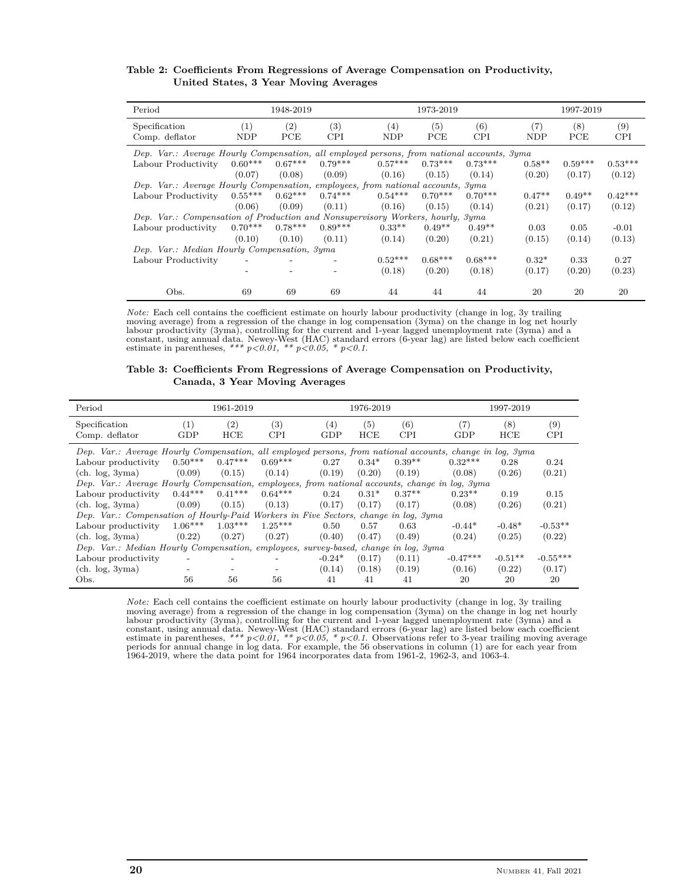**Table 2: Coefficients From Regressions of Average Compensation on Productivity, United States, 3 Year Moving Averages**

| Period | 1948-2019 | | | 1973-2019 | | | 1997-2019 | | |
|---|---|---|---|---|---|---|---|---|---|
| Specification | (1) | (2) | (3) | (4) | (5) | (6) | (7) | (8) | (9) |
| Comp. deflator | NDP | PCE | CPI | NDP | PCE | CPI | NDP | PCE | CPI |
| *Dep. Var.: Average Hourly Compensation, all employed persons, from national accounts, 3yma* | | | | | | | | | |
| Labour Productivity | 0.60*** | 0.67*** | 0.79*** | 0.57*** | 0.73*** | 0.73*** | 0.58** | 0.59*** | 0.53*** |
| | (0.07) | (0.08) | (0.09) | (0.16) | (0.15) | (0.14) | (0.20) | (0.17) | (0.12) |
| *Dep. Var.: Average Hourly Compensation, employees, from national accounts, 3yma* | | | | | | | | | |
| Labour Productivity | 0.55*** | 0.62*** | 0.74*** | 0.54*** | 0.70*** | 0.70*** | 0.47** | 0.49** | 0.42*** |
| | (0.06) | (0.09) | (0.11) | (0.16) | (0.15) | (0.14) | (0.21) | (0.17) | (0.12) |
| *Dep. Var.: Compensation of Production and Nonsupervisory Workers, hourly, 3yma* | | | | | | | | | |
| Labour productivity | 0.70*** | 0.78*** | 0.89*** | 0.33** | 0.49** | 0.49** | 0.03 | 0.05 | -0.01 |
| | (0.10) | (0.10) | (0.11) | (0.14) | (0.20) | (0.21) | (0.15) | (0.14) | (0.13) |
| *Dep. Var.: Median Hourly Compensation, 3yma* | | | | | | | | | |
| Labour Productivity | - | - | - | 0.52*** | 0.68*** | 0.68*** | 0.32* | 0.33 | 0.27 |
| | - | - | - | (0.18) | (0.20) | (0.18) | (0.17) | (0.20) | (0.23) |
| Obs. | 69 | 69 | 69 | 44 | 44 | 44 | 20 | 20 | 20 |

*Note:* Each cell contains the coefficient estimate on hourly labour productivity (change in log, 3y trailing moving average) from a regression of the change in log compensation (3yma) on the change in log net hourly labour productivity (3yma), controlling for the current and 1-year lagged unemployment rate (3yma) and a constant, using annual data. Newey-West (HAC) standard errors (6-year lag) are listed below each coefficient estimate in parentheses, *\*\*\* p<0.01, \*\* p<0.05, \* p<0.1.*

**Table 3: Coefficients From Regressions of Average Compensation on Productivity, Canada, 3 Year Moving Averages**

| Period | 1961-2019 | | | 1976-2019 | | | 1997-2019 | | |
|---|---|---|---|---|---|---|---|---|---|
| Specification | (1) | (2) | (3) | (4) | (5) | (6) | (7) | (8) | (9) |
| Comp. deflator | GDP | HCE | CPI | GDP | HCE | CPI | GDP | HCE | CPI |
| *Dep. Var.: Average Hourly Compensation, all employed persons, from national accounts, change in log, 3yma* | | | | | | | | | |
| Labour productivity | 0.50*** | 0.47*** | 0.69*** | 0.27 | 0.34* | 0.39** | 0.32*** | 0.28 | 0.24 |
| (ch. log, 3yma) | (0.09) | (0.15) | (0.14) | (0.19) | (0.20) | (0.19) | (0.08) | (0.26) | (0.21) |
| *Dep. Var.: Average Hourly Compensation, employees, from national accounts, change in log, 3yma* | | | | | | | | | |
| Labour productivity | 0.44*** | 0.41*** | 0.64*** | 0.24 | 0.31* | 0.37** | 0.23** | 0.19 | 0.15 |
| (ch. log, 3yma) | (0.09) | (0.15) | (0.13) | (0.17) | (0.17) | (0.17) | (0.08) | (0.26) | (0.21) |
| *Dep. Var.: Compensation of Hourly-Paid Workers in Five Sectors, change in log, 3yma* | | | | | | | | | |
| Labour productivity | 1.06*** | 1.03*** | 1.25*** | 0.50 | 0.57 | 0.63 | -0.44* | -0.48* | -0.53** |
| (ch. log, 3yma) | (0.22) | (0.27) | (0.27) | (0.40) | (0.47) | (0.49) | (0.24) | (0.25) | (0.22) |
| *Dep. Var.: Median Hourly Compensation, employees, survey-based, change in log, 3yma* | | | | | | | | | |
| Labour productivity | - | - | - | -0.24* | (0.17) | (0.11) | -0.47*** | -0.51** | -0.55*** |
| (ch. log, 3yma) | - | - | - | (0.14) | (0.18) | (0.19) | (0.16) | (0.22) | (0.17) |
| Obs. | 56 | 56 | 56 | 41 | 41 | 41 | 20 | 20 | 20 |

*Note:* Each cell contains the coefficient estimate on hourly labour productivity (change in log, 3y trailing moving average) from a regression of the change in log compensation (3yma) on the change in log net hourly labour productivity (3yma), controlling for the current and 1-year lagged unemployment rate (3yma) and a constant, using annual data. Newey-West (HAC) standard errors (6-year lag) are listed below each coefficient estimate in parentheses, *\*\*\* p<0.01, \*\* p<0.05, \* p<0.1.* Observations refer to 3-year trailing moving average periods for annual change in log data. For example, the 56 observations in column (1) are for each year from 1964-2019, where the data point for 1964 incorporates data from 1961-2, 1962-3, and 1063-4.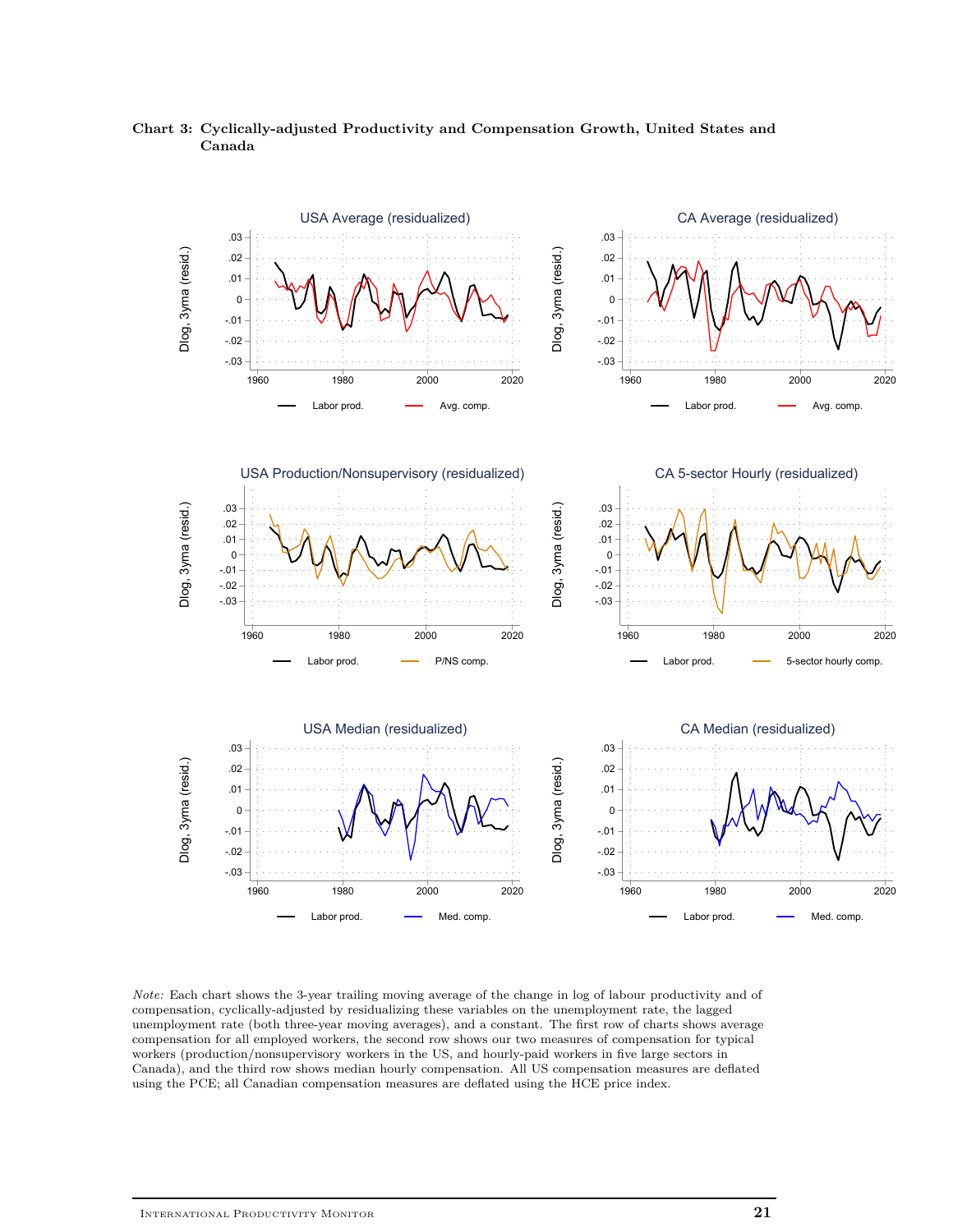**Chart 3: Cyclically-adjusted Productivity and Compensation Growth, United States and Canada**

*Note:* Each chart shows the 3-year trailing moving average of the change in log of labour productivity and of compensation, cyclically-adjusted by residualizing these variables on the unemployment rate, the lagged unemployment rate (both three-year moving averages), and a constant. The first row of charts shows average compensation for all employed workers, the second row shows our two measures of compensation for typical workers (production/nonsupervisory workers in the US, and hourly-paid workers in five large sectors in Canada), and the third row shows median hourly compensation. All US compensation measures are deflated using the PCE; all Canadian compensation measures are deflated using the HCE price index.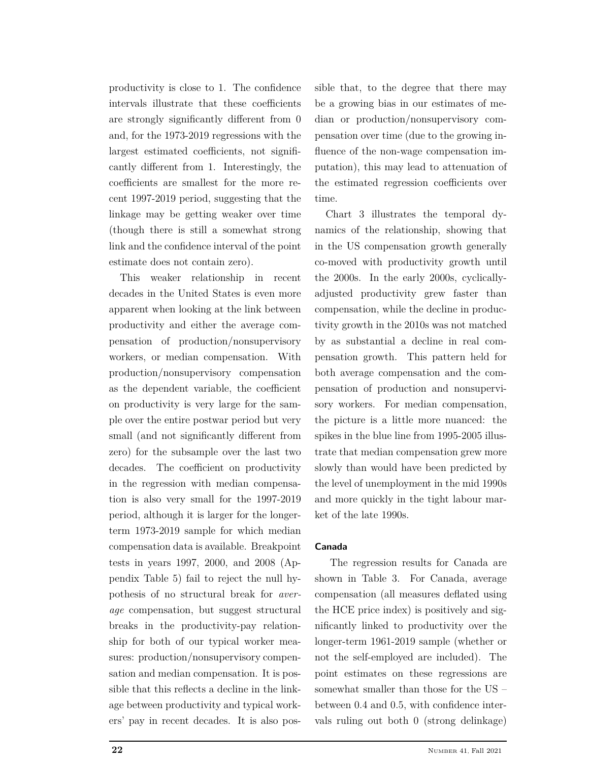productivity is close to 1. The confidence intervals illustrate that these coefficients are strongly significantly different from 0 and, for the 1973-2019 regressions with the largest estimated coefficients, not significantly different from 1. Interestingly, the coefficients are smallest for the more recent 1997-2019 period, suggesting that the linkage may be getting weaker over time (though there is still a somewhat strong link and the confidence interval of the point estimate does not contain zero).

This weaker relationship in recent decades in the United States is even more apparent when looking at the link between productivity and either the average compensation of production/nonsupervisory workers, or median compensation. With production/nonsupervisory compensation as the dependent variable, the coefficient on productivity is very large for the sample over the entire postwar period but very small (and not significantly different from zero) for the subsample over the last two decades. The coefficient on productivity in the regression with median compensation is also very small for the 1997-2019 period, although it is larger for the longer-term 1973-2019 sample for which median compensation data is available. Breakpoint tests in years 1997, 2000, and 2008 (Appendix Table 5) fail to reject the null hypothesis of no structural break for *average* compensation, but suggest structural breaks in the productivity-pay relationship for both of our typical worker measures: production/nonsupervisory compensation and median compensation. It is possible that this reflects a decline in the linkage between productivity and typical workers' pay in recent decades. It is also possible that, to the degree that there may be a growing bias in our estimates of median or production/nonsupervisory compensation over time (due to the growing influence of the non-wage compensation imputation), this may lead to attenuation of the estimated regression coefficients over time.

Chart 3 illustrates the temporal dynamics of the relationship, showing that in the US compensation growth generally co-moved with productivity growth until the 2000s. In the early 2000s, cyclically-adjusted productivity grew faster than compensation, while the decline in productivity growth in the 2010s was not matched by as substantial a decline in real compensation growth. This pattern held for both average compensation and the compensation of production and nonsupervisory workers. For median compensation, the picture is a little more nuanced: the spikes in the blue line from 1995-2005 illustrate that median compensation grew more slowly than would have been predicted by the level of unemployment in the mid 1990s and more quickly in the tight labour market of the late 1990s.

#### Canada

The regression results for Canada are shown in Table 3. For Canada, average compensation (all measures deflated using the HCE price index) is positively and significantly linked to productivity over the longer-term 1961-2019 sample (whether or not the self-employed are included). The point estimates on these regressions are somewhat smaller than those for the US – between 0.4 and 0.5, with confidence intervals ruling out both 0 (strong delinkage)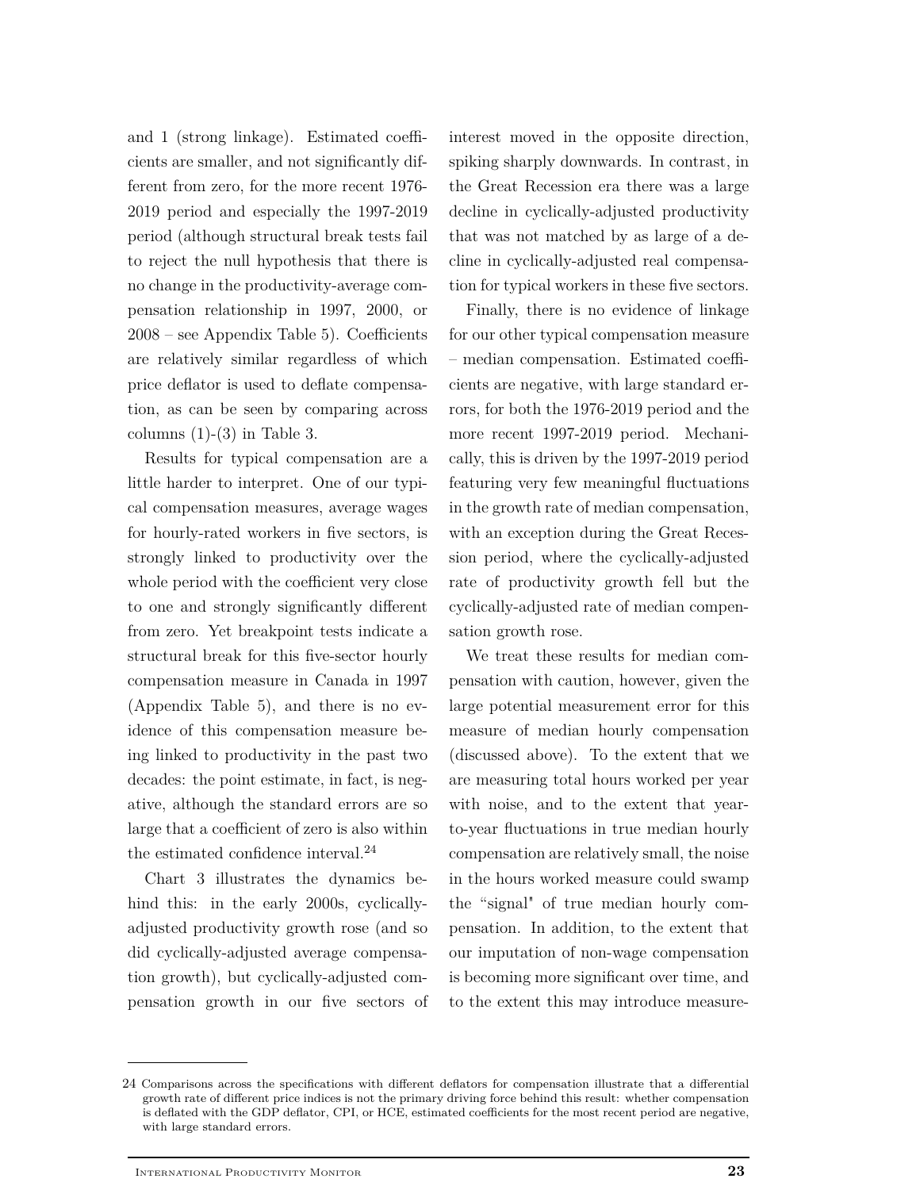and 1 (strong linkage). Estimated coefficients are smaller, and not significantly different from zero, for the more recent 1976-2019 period and especially the 1997-2019 period (although structural break tests fail to reject the null hypothesis that there is no change in the productivity-average compensation relationship in 1997, 2000, or 2008 – see Appendix Table 5). Coefficients are relatively similar regardless of which price deflator is used to deflate compensation, as can be seen by comparing across columns (1)-(3) in Table 3.

Results for typical compensation are a little harder to interpret. One of our typical compensation measures, average wages for hourly-rated workers in five sectors, is strongly linked to productivity over the whole period with the coefficient very close to one and strongly significantly different from zero. Yet breakpoint tests indicate a structural break for this five-sector hourly compensation measure in Canada in 1997 (Appendix Table 5), and there is no evidence of this compensation measure being linked to productivity in the past two decades: the point estimate, in fact, is negative, although the standard errors are so large that a coefficient of zero is also within the estimated confidence interval.[24]

Chart 3 illustrates the dynamics behind this: in the early 2000s, cyclically-adjusted productivity growth rose (and so did cyclically-adjusted average compensation growth), but cyclically-adjusted compensation growth in our five sectors of interest moved in the opposite direction, spiking sharply downwards. In contrast, in the Great Recession era there was a large decline in cyclically-adjusted productivity that was not matched by as large of a decline in cyclically-adjusted real compensation for typical workers in these five sectors.

Finally, there is no evidence of linkage for our other typical compensation measure – median compensation. Estimated coefficients are negative, with large standard errors, for both the 1976-2019 period and the more recent 1997-2019 period. Mechanically, this is driven by the 1997-2019 period featuring very few meaningful fluctuations in the growth rate of median compensation, with an exception during the Great Recession period, where the cyclically-adjusted rate of productivity growth fell but the cyclically-adjusted rate of median compensation growth rose.

We treat these results for median compensation with caution, however, given the large potential measurement error for this measure of median hourly compensation (discussed above). To the extent that we are measuring total hours worked per year with noise, and to the extent that year-to-year fluctuations in true median hourly compensation are relatively small, the noise in the hours worked measure could swamp the "signal" of true median hourly compensation. In addition, to the extent that our imputation of non-wage compensation is becoming more significant over time, and to the extent this may introduce measure-

---

24 Comparisons across the specifications with different deflators for compensation illustrate that a differential growth rate of different price indices is not the primary driving force behind this result: whether compensation is deflated with the GDP deflator, CPI, or HCE, estimated coefficients for the most recent period are negative, with large standard errors.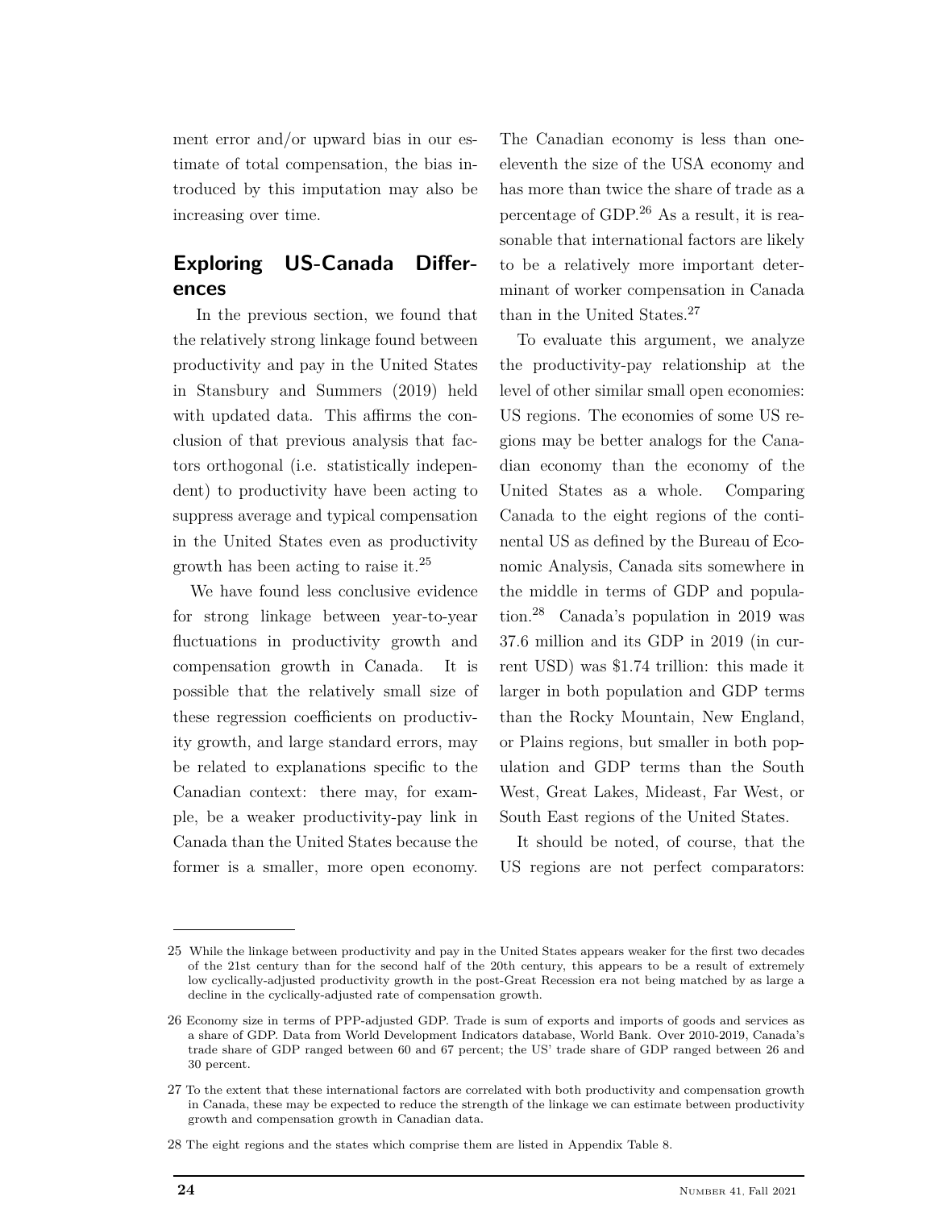ment error and/or upward bias in our estimate of total compensation, the bias introduced by this imputation may also be increasing over time.

## Exploring US-Canada Differences

In the previous section, we found that the relatively strong linkage found between productivity and pay in the United States in Stansbury and Summers (2019) held with updated data. This affirms the conclusion of that previous analysis that factors orthogonal (i.e. statistically independent) to productivity have been acting to suppress average and typical compensation in the United States even as productivity growth has been acting to raise it.[25]

We have found less conclusive evidence for strong linkage between year-to-year fluctuations in productivity growth and compensation growth in Canada. It is possible that the relatively small size of these regression coefficients on productivity growth, and large standard errors, may be related to explanations specific to the Canadian context: there may, for example, be a weaker productivity-pay link in Canada than the United States because the former is a smaller, more open economy. The Canadian economy is less than one-eleventh the size of the USA economy and has more than twice the share of trade as a percentage of GDP.[26] As a result, it is reasonable that international factors are likely to be a relatively more important determinant of worker compensation in Canada than in the United States.[27]

To evaluate this argument, we analyze the productivity-pay relationship at the level of other similar small open economies: US regions. The economies of some US regions may be better analogs for the Canadian economy than the economy of the United States as a whole. Comparing Canada to the eight regions of the continental US as defined by the Bureau of Economic Analysis, Canada sits somewhere in the middle in terms of GDP and population.[28] Canada's population in 2019 was 37.6 million and its GDP in 2019 (in current USD) was $1.74 trillion: this made it larger in both population and GDP terms than the Rocky Mountain, New England, or Plains regions, but smaller in both population and GDP terms than the South West, Great Lakes, Mideast, Far West, or South East regions of the United States.

It should be noted, of course, that the US regions are not perfect comparators:

---

25 While the linkage between productivity and pay in the United States appears weaker for the first two decades of the 21st century than for the second half of the 20th century, this appears to be a result of extremely low cyclically-adjusted productivity growth in the post-Great Recession era not being matched by as large a decline in the cyclically-adjusted rate of compensation growth.

26 Economy size in terms of PPP-adjusted GDP. Trade is sum of exports and imports of goods and services as a share of GDP. Data from World Development Indicators database, World Bank. Over 2010-2019, Canada's trade share of GDP ranged between 60 and 67 percent; the US' trade share of GDP ranged between 26 and 30 percent.

27 To the extent that these international factors are correlated with both productivity and compensation growth in Canada, these may be expected to reduce the strength of the linkage we can estimate between productivity growth and compensation growth in Canadian data.

28 The eight regions and the states which comprise them are listed in Appendix Table 8.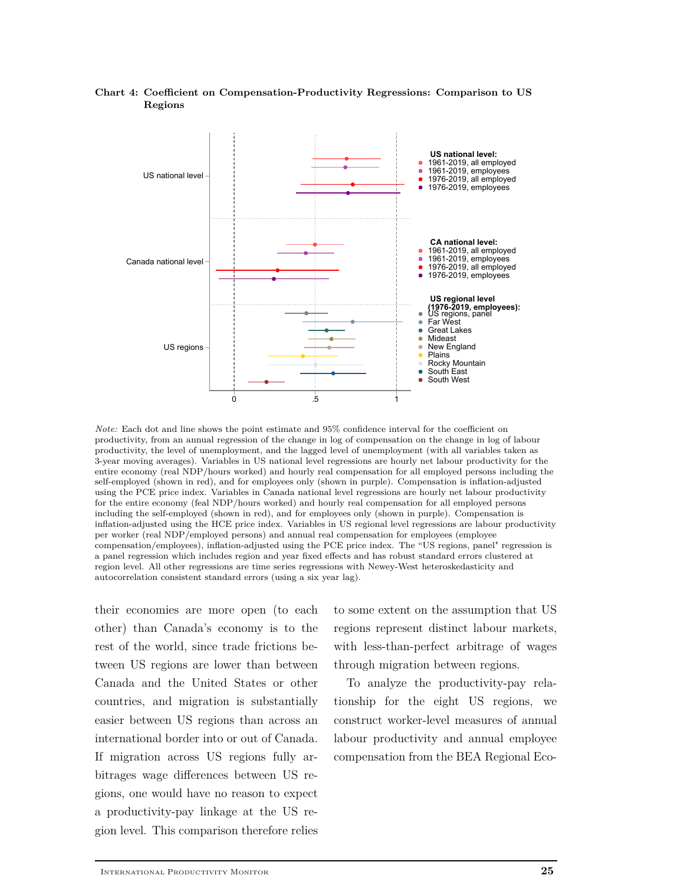**Chart 4: Coefficient on Compensation-Productivity Regressions: Comparison to US Regions**

*Note:* Each dot and line shows the point estimate and 95% confidence interval for the coefficient on productivity, from an annual regression of the change in log of compensation on the change in log of labour productivity, the level of unemployment, and the lagged level of unemployment (with all variables taken as 3-year moving averages). Variables in US national level regressions are hourly net labour productivity for the entire economy (real NDP/hours worked) and hourly real compensation for all employed persons including the self-employed (shown in red), and for employees only (shown in purple). Compensation is inflation-adjusted using the PCE price index. Variables in Canada national level regressions are hourly net labour productivity for the entire economy (feal NDP/hours worked) and hourly real compensation for all employed persons including the self-employed (shown in red), and for employees only (shown in purple). Compensation is inflation-adjusted using the HCE price index. Variables in US regional level regressions are labour productivity per worker (real NDP/employed persons) and annual real compensation for employees (employee compensation/employees), inflation-adjusted using the PCE price index. The "US regions, panel" regression is a panel regression which includes region and year fixed effects and has robust standard errors clustered at region level. All other regressions are time series regressions with Newey-West heteroskedasticity and autocorrelation consistent standard errors (using a six year lag).

their economies are more open (to each other) than Canada's economy is to the rest of the world, since trade frictions between US regions are lower than between Canada and the United States or other countries, and migration is substantially easier between US regions than across an international border into or out of Canada. If migration across US regions fully arbitrages wage differences between US regions, one would have no reason to expect a productivity-pay linkage at the US region level. This comparison therefore relies to some extent on the assumption that US regions represent distinct labour markets, with less-than-perfect arbitrage of wages through migration between regions.

To analyze the productivity-pay relationship for the eight US regions, we construct worker-level measures of annual labour productivity and annual employee compensation from the BEA Regional Eco-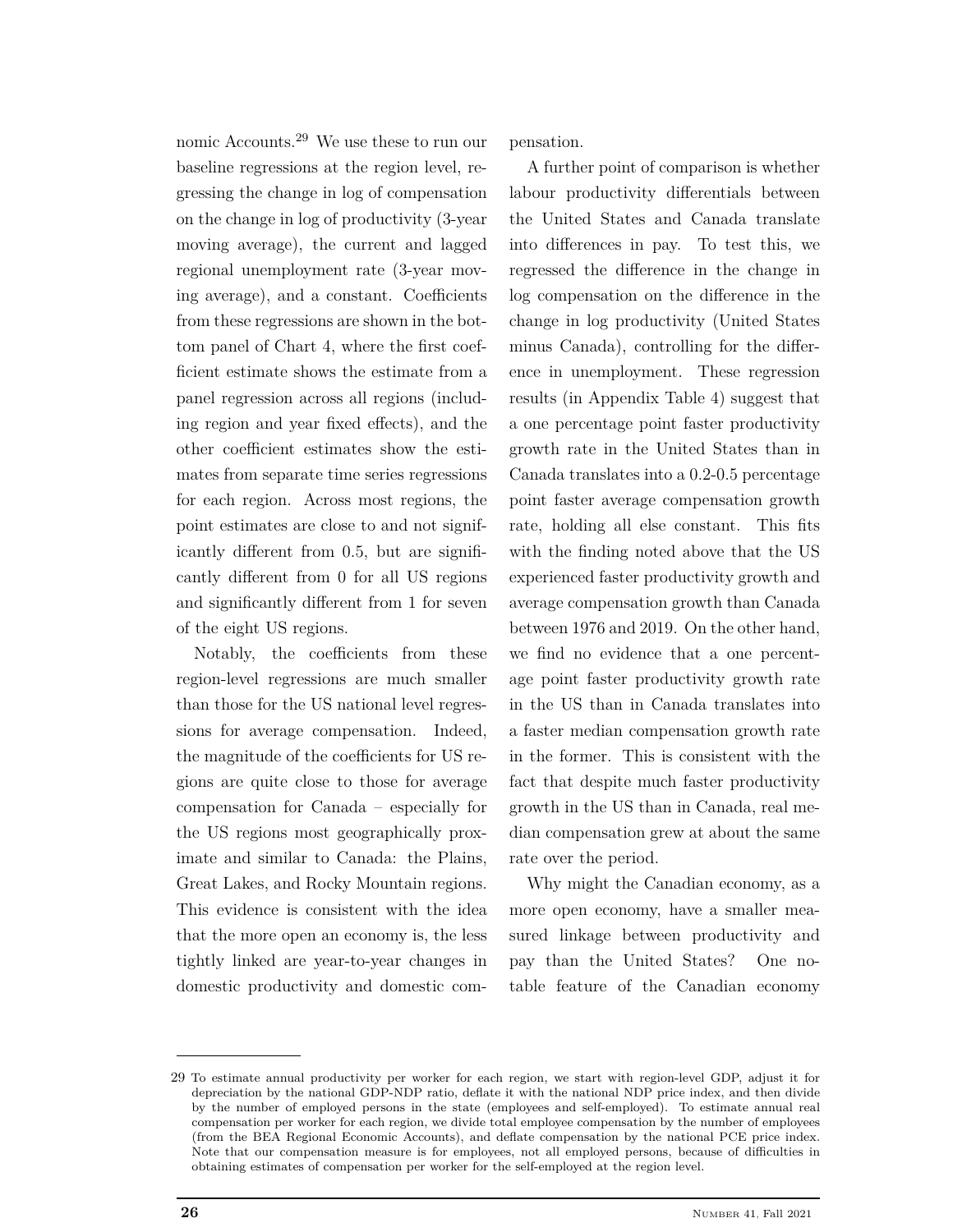nomic Accounts.[29] We use these to run our baseline regressions at the region level, regressing the change in log of compensation on the change in log of productivity (3-year moving average), the current and lagged regional unemployment rate (3-year moving average), and a constant. Coefficients from these regressions are shown in the bottom panel of Chart 4, where the first coefficient estimate shows the estimate from a panel regression across all regions (including region and year fixed effects), and the other coefficient estimates show the estimates from separate time series regressions for each region. Across most regions, the point estimates are close to and not significantly different from 0.5, but are significantly different from 0 for all US regions and significantly different from 1 for seven of the eight US regions.

Notably, the coefficients from these region-level regressions are much smaller than those for the US national level regressions for average compensation. Indeed, the magnitude of the coefficients for US regions are quite close to those for average compensation for Canada – especially for the US regions most geographically proximate and similar to Canada: the Plains, Great Lakes, and Rocky Mountain regions. This evidence is consistent with the idea that the more open an economy is, the less tightly linked are year-to-year changes in domestic productivity and domestic compensation.

A further point of comparison is whether labour productivity differentials between the United States and Canada translate into differences in pay. To test this, we regressed the difference in the change in log compensation on the difference in the change in log productivity (United States minus Canada), controlling for the difference in unemployment. These regression results (in Appendix Table 4) suggest that a one percentage point faster productivity growth rate in the United States than in Canada translates into a 0.2-0.5 percentage point faster average compensation growth rate, holding all else constant. This fits with the finding noted above that the US experienced faster productivity growth and average compensation growth than Canada between 1976 and 2019. On the other hand, we find no evidence that a one percentage point faster productivity growth rate in the US than in Canada translates into a faster median compensation growth rate in the former. This is consistent with the fact that despite much faster productivity growth in the US than in Canada, real median compensation grew at about the same rate over the period.

Why might the Canadian economy, as a more open economy, have a smaller measured linkage between productivity and pay than the United States? One notable feature of the Canadian economy

---

[29] To estimate annual productivity per worker for each region, we start with region-level GDP, adjust it for depreciation by the national GDP-NDP ratio, deflate it with the national NDP price index, and then divide by the number of employed persons in the state (employees and self-employed). To estimate annual real compensation per worker for each region, we divide total employee compensation by the number of employees (from the BEA Regional Economic Accounts), and deflate compensation by the national PCE price index. Note that our compensation measure is for employees, not all employed persons, because of difficulties in obtaining estimates of compensation per worker for the self-employed at the region level.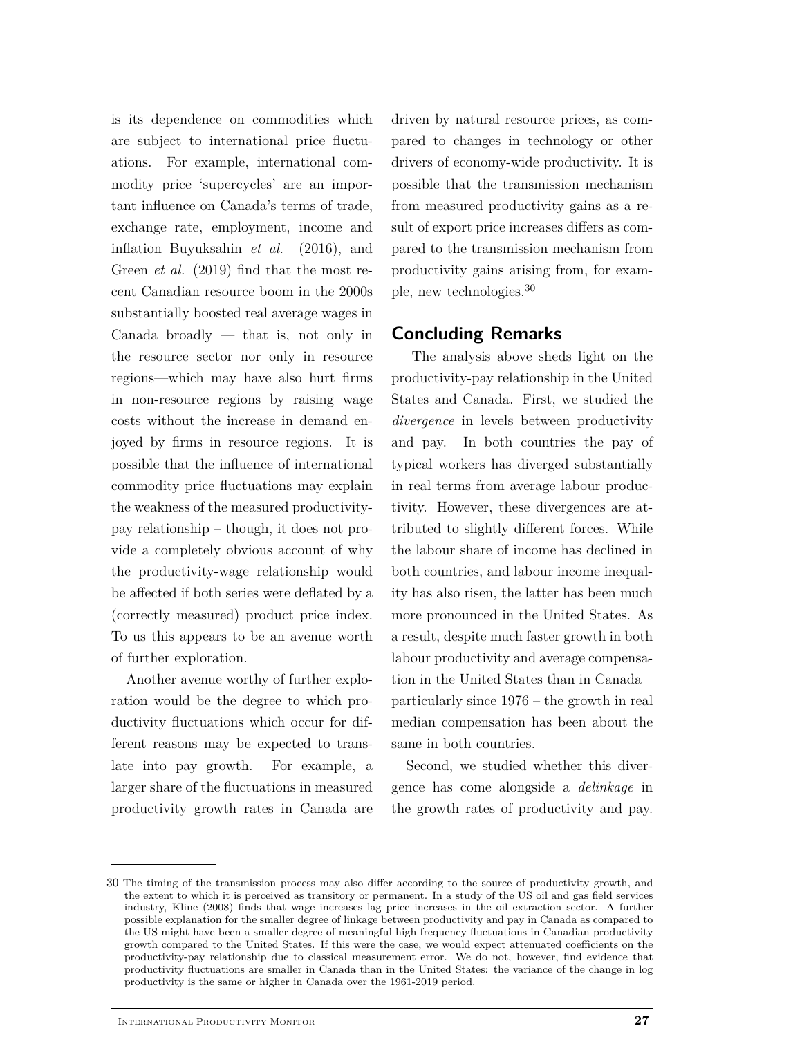is its dependence on commodities which are subject to international price fluctuations. For example, international commodity price 'supercycles' are an important influence on Canada's terms of trade, exchange rate, employment, income and inflation Buyuksahin *et al.* (2016), and Green *et al.* (2019) find that the most recent Canadian resource boom in the 2000s substantially boosted real average wages in Canada broadly — that is, not only in the resource sector nor only in resource regions—which may have also hurt firms in non-resource regions by raising wage costs without the increase in demand enjoyed by firms in resource regions. It is possible that the influence of international commodity price fluctuations may explain the weakness of the measured productivity-pay relationship – though, it does not provide a completely obvious account of why the productivity-wage relationship would be affected if both series were deflated by a (correctly measured) product price index. To us this appears to be an avenue worth of further exploration.

Another avenue worthy of further exploration would be the degree to which productivity fluctuations which occur for different reasons may be expected to translate into pay growth. For example, a larger share of the fluctuations in measured productivity growth rates in Canada are driven by natural resource prices, as compared to changes in technology or other drivers of economy-wide productivity. It is possible that the transmission mechanism from measured productivity gains as a result of export price increases differs as compared to the transmission mechanism from productivity gains arising from, for example, new technologies.[30]

## Concluding Remarks

The analysis above sheds light on the productivity-pay relationship in the United States and Canada. First, we studied the *divergence* in levels between productivity and pay. In both countries the pay of typical workers has diverged substantially in real terms from average labour productivity. However, these divergences are attributed to slightly different forces. While the labour share of income has declined in both countries, and labour income inequality has also risen, the latter has been much more pronounced in the United States. As a result, despite much faster growth in both labour productivity and average compensation in the United States than in Canada – particularly since 1976 – the growth in real median compensation has been about the same in both countries.

Second, we studied whether this divergence has come alongside a *delinkage* in the growth rates of productivity and pay.

---

30 The timing of the transmission process may also differ according to the source of productivity growth, and the extent to which it is perceived as transitory or permanent. In a study of the US oil and gas field services industry, Kline (2008) finds that wage increases lag price increases in the oil extraction sector. A further possible explanation for the smaller degree of linkage between productivity and pay in Canada as compared to the US might have been a smaller degree of meaningful high frequency fluctuations in Canadian productivity growth compared to the United States. If this were the case, we would expect attenuated coefficients on the productivity-pay relationship due to classical measurement error. We do not, however, find evidence that productivity fluctuations are smaller in Canada than in the United States: the variance of the change in log productivity is the same or higher in Canada over the 1961-2019 period.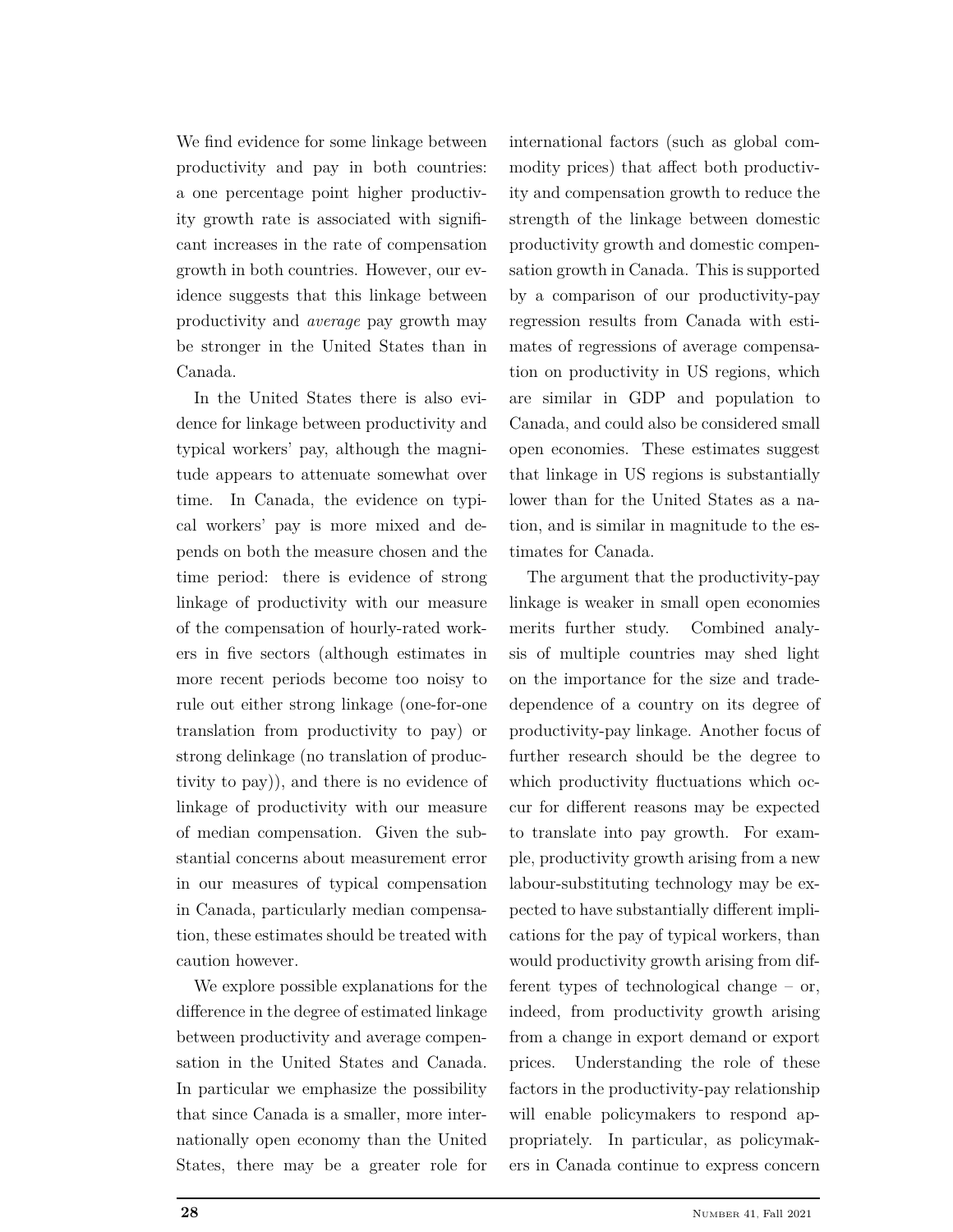We find evidence for some linkage between productivity and pay in both countries: a one percentage point higher productivity growth rate is associated with significant increases in the rate of compensation growth in both countries. However, our evidence suggests that this linkage between productivity and *average* pay growth may be stronger in the United States than in Canada.

In the United States there is also evidence for linkage between productivity and typical workers' pay, although the magnitude appears to attenuate somewhat over time. In Canada, the evidence on typical workers' pay is more mixed and depends on both the measure chosen and the time period: there is evidence of strong linkage of productivity with our measure of the compensation of hourly-rated workers in five sectors (although estimates in more recent periods become too noisy to rule out either strong linkage (one-for-one translation from productivity to pay) or strong delinkage (no translation of productivity to pay)), and there is no evidence of linkage of productivity with our measure of median compensation. Given the substantial concerns about measurement error in our measures of typical compensation in Canada, particularly median compensation, these estimates should be treated with caution however.

We explore possible explanations for the difference in the degree of estimated linkage between productivity and average compensation in the United States and Canada. In particular we emphasize the possibility that since Canada is a smaller, more internationally open economy than the United States, there may be a greater role for international factors (such as global commodity prices) that affect both productivity and compensation growth to reduce the strength of the linkage between domestic productivity growth and domestic compensation growth in Canada. This is supported by a comparison of our productivity-pay regression results from Canada with estimates of regressions of average compensation on productivity in US regions, which are similar in GDP and population to Canada, and could also be considered small open economies. These estimates suggest that linkage in US regions is substantially lower than for the United States as a nation, and is similar in magnitude to the estimates for Canada.

The argument that the productivity-pay linkage is weaker in small open economies merits further study. Combined analysis of multiple countries may shed light on the importance for the size and trade-dependence of a country on its degree of productivity-pay linkage. Another focus of further research should be the degree to which productivity fluctuations which occur for different reasons may be expected to translate into pay growth. For example, productivity growth arising from a new labour-substituting technology may be expected to have substantially different implications for the pay of typical workers, than would productivity growth arising from different types of technological change – or, indeed, from productivity growth arising from a change in export demand or export prices. Understanding the role of these factors in the productivity-pay relationship will enable policymakers to respond appropriately. In particular, as policymakers in Canada continue to express concern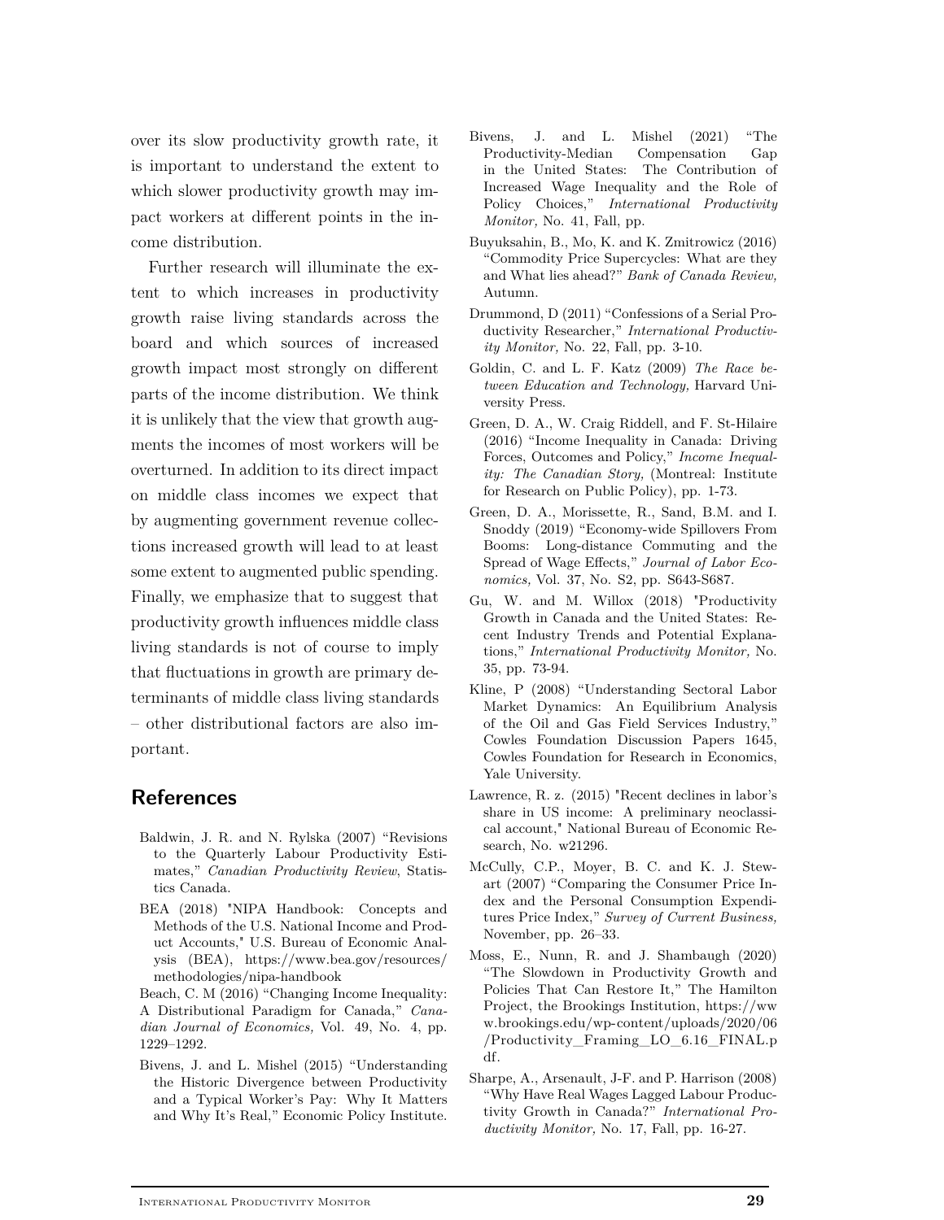over its slow productivity growth rate, it is important to understand the extent to which slower productivity growth may impact workers at different points in the income distribution.

Further research will illuminate the extent to which increases in productivity growth raise living standards across the board and which sources of increased growth impact most strongly on different parts of the income distribution. We think it is unlikely that the view that growth augments the incomes of most workers will be overturned. In addition to its direct impact on middle class incomes we expect that by augmenting government revenue collections increased growth will lead to at least some extent to augmented public spending. Finally, we emphasize that to suggest that productivity growth influences middle class living standards is not of course to imply that fluctuations in growth are primary determinants of middle class living standards – other distributional factors are also important.

## References

Baldwin, J. R. and N. Rylska (2007) "Revisions to the Quarterly Labour Productivity Estimates," *Canadian Productivity Review*, Statistics Canada.

BEA (2018) "NIPA Handbook: Concepts and Methods of the U.S. National Income and Product Accounts," U.S. Bureau of Economic Analysis (BEA), https://www.bea.gov/resources/methodologies/nipa-handbook

Beach, C. M (2016) "Changing Income Inequality: A Distributional Paradigm for Canada," *Canadian Journal of Economics,* Vol. 49, No. 4, pp. 1229–1292.

Bivens, J. and L. Mishel (2015) "Understanding the Historic Divergence between Productivity and a Typical Worker's Pay: Why It Matters and Why It's Real," Economic Policy Institute.

Bivens, J. and L. Mishel (2021) "The Productivity-Median Compensation Gap in the United States: The Contribution of Increased Wage Inequality and the Role of Policy Choices," *International Productivity Monitor,* No. 41, Fall, pp.

Buyuksahin, B., Mo, K. and K. Zmitrowicz (2016) "Commodity Price Supercycles: What are they and What lies ahead?" *Bank of Canada Review,* Autumn.

Drummond, D (2011) "Confessions of a Serial Productivity Researcher," *International Productivity Monitor,* No. 22, Fall, pp. 3-10.

Goldin, C. and L. F. Katz (2009) *The Race between Education and Technology,* Harvard University Press.

Green, D. A., W. Craig Riddell, and F. St-Hilaire (2016) "Income Inequality in Canada: Driving Forces, Outcomes and Policy," *Income Inequality: The Canadian Story,* (Montreal: Institute for Research on Public Policy), pp. 1-73.

Green, D. A., Morissette, R., Sand, B.M. and I. Snoddy (2019) "Economy-wide Spillovers From Booms: Long-distance Commuting and the Spread of Wage Effects," *Journal of Labor Economics,* Vol. 37, No. S2, pp. S643-S687.

Gu, W. and M. Willox (2018) "Productivity Growth in Canada and the United States: Recent Industry Trends and Potential Explanations," *International Productivity Monitor,* No. 35, pp. 73-94.

Kline, P (2008) "Understanding Sectoral Labor Market Dynamics: An Equilibrium Analysis of the Oil and Gas Field Services Industry," Cowles Foundation Discussion Papers 1645, Cowles Foundation for Research in Economics, Yale University.

Lawrence, R. z. (2015) "Recent declines in labor's share in US income: A preliminary neoclassical account," National Bureau of Economic Research, No. w21296.

McCully, C.P., Moyer, B. C. and K. J. Stewart (2007) "Comparing the Consumer Price Index and the Personal Consumption Expenditures Price Index," *Survey of Current Business,* November, pp. 26–33.

Moss, E., Nunn, R. and J. Shambaugh (2020) "The Slowdown in Productivity Growth and Policies That Can Restore It," The Hamilton Project, the Brookings Institution, https://www.brookings.edu/wp-content/uploads/2020/06/Productivity_Framing_LO_6.16_FINAL.pdf.

Sharpe, A., Arsenault, J-F. and P. Harrison (2008) "Why Have Real Wages Lagged Labour Productivity Growth in Canada?" *International Productivity Monitor,* No. 17, Fall, pp. 16-27.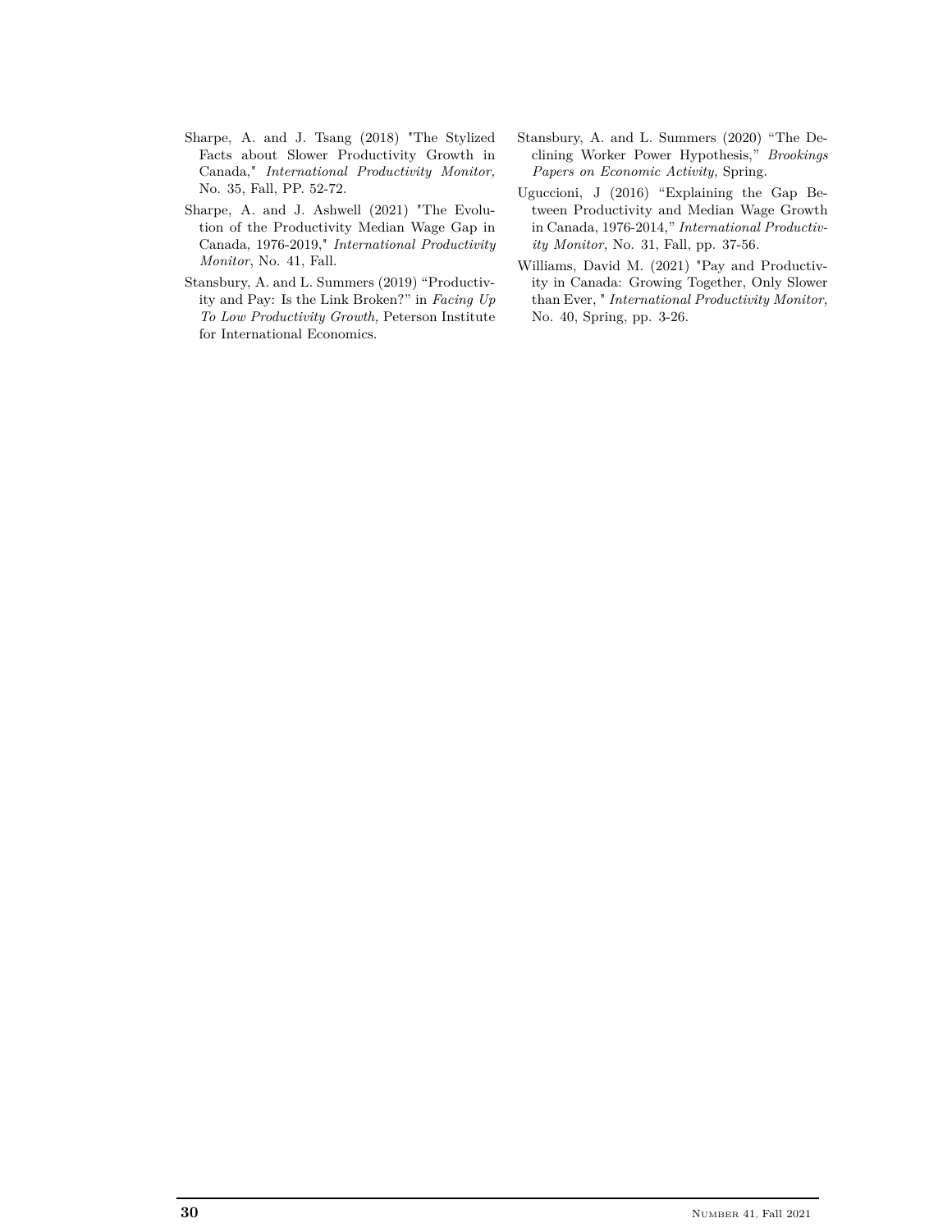Sharpe, A. and J. Tsang (2018) "The Stylized Facts about Slower Productivity Growth in Canada," *International Productivity Monitor,* No. 35, Fall, PP. 52-72.

Sharpe, A. and J. Ashwell (2021) "The Evolution of the Productivity Median Wage Gap in Canada, 1976-2019," *International Productivity Monitor*, No. 41, Fall.

Stansbury, A. and L. Summers (2019) "Productivity and Pay: Is the Link Broken?" in *Facing Up To Low Productivity Growth,* Peterson Institute for International Economics.

Stansbury, A. and L. Summers (2020) "The Declining Worker Power Hypothesis," *Brookings Papers on Economic Activity,* Spring.

Uguccioni, J (2016) "Explaining the Gap Between Productivity and Median Wage Growth in Canada, 1976-2014," *International Productivity Monitor,* No. 31, Fall, pp. 37-56.

Williams, David M. (2021) "Pay and Productivity in Canada: Growing Together, Only Slower than Ever, " *International Productivity Monitor,* No. 40, Spring, pp. 3-26.